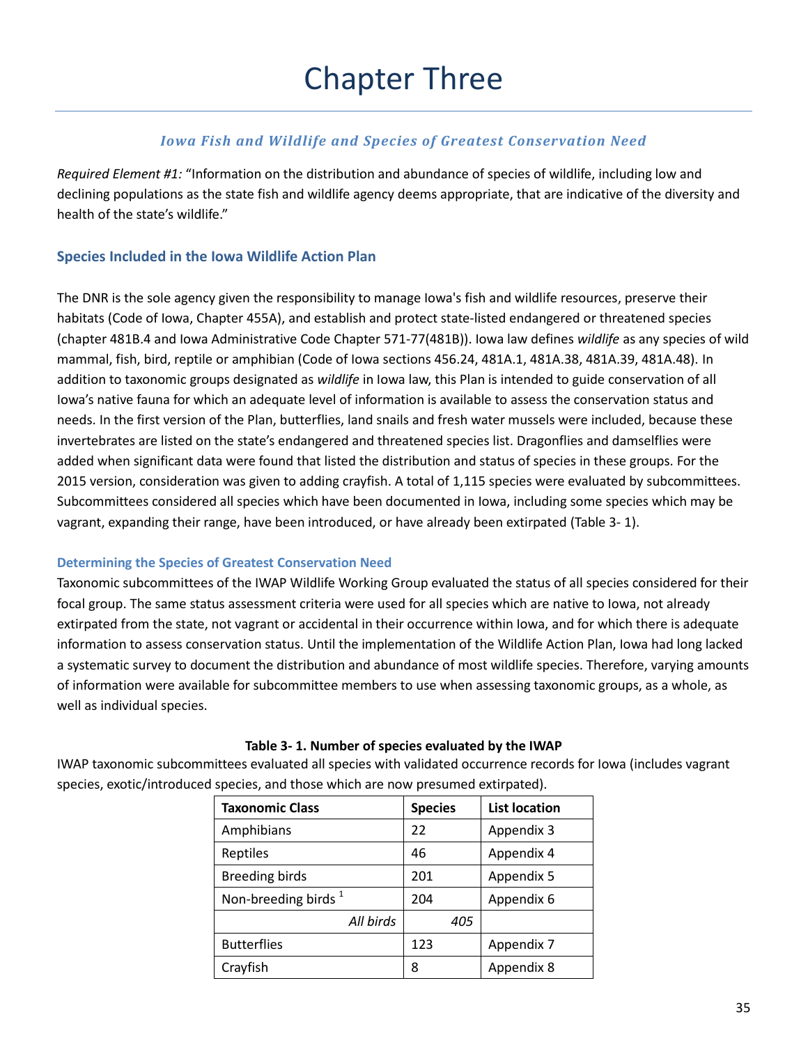# Chapter Three

## *Iowa Fish and Wildlife and Species of Greatest Conservation Need*

*Required Element #1:* "Information on the distribution and abundance of species of wildlife, including low and declining populations as the state fish and wildlife agency deems appropriate, that are indicative of the diversity and health of the state's wildlife."

### Species Included in the Iowa Wildlife Action Plan

The DNR is the sole agency given the responsibility to manage Iowa's fish and wildlife resources, preserve their habitats (Code of Iowa, Chapter 455A), and establish and protect state-listed endangered or threatened species (chapter 481B.4 and Iowa Administrative Code Chapter 571-77(481B)). Iowa law defines *wildlife* as any species of wild mammal, fish, bird, reptile or amphibian (Code of Iowa sections 456.24, 481A.1, 481A.38, 481A.39, 481A.48). In addition to taxonomic groups designated as *wildlife* in Iowa law, this Plan is intended to guide conservation of all Iowa's native fauna for which an adequate level of information is available to assess the conservation status and needs. In the first version of the Plan, butterflies, land snails and fresh water mussels were included, because these invertebrates are listed on the state's endangered and threatened species list. Dragonflies and damselflies were added when significant data were found that listed the distribution and status of species in these groups. For the 2015 version, consideration was given to adding crayfish. A total of 1,115 species were evaluated by subcommittees. Subcommittees considered all species which have been documented in Iowa, including some species which may be vagrant, expanding their range, have been introduced, or have already been extirpated (Table 3- 1).

#### Determining the Species of Greatest Conservation Need

Taxonomic subcommittees of the IWAP Wildlife Working Group evaluated the status of all species considered for their focal group. The same status assessment criteria were used for all species which are native to Iowa, not already extirpated from the state, not vagrant or accidental in their occurrence within Iowa, and for which there is adequate information to assess conservation status. Until the implementation of the Wildlife Action Plan, Iowa had long lacked a systematic survey to document the distribution and abundance of most wildlife species. Therefore, varying amounts of information were available for subcommittee members to use when assessing taxonomic groups, as a whole, as well as individual species.

**Table 3- 1. Number of species evaluated by the IWAP**

IWAP taxonomic subcommittees evaluated all species with validated occurrence records for Iowa (includes vagrant species, exotic/introduced species, and those which are now presumed extirpated).

| Taxonomic Class | Species | List location |
|---|---|---|
| Amphibians | 22 | Appendix 3 |
| Reptiles | 46 | Appendix 4 |
| Breeding birds | 201 | Appendix 5 |
| Non-breeding birds [1] | 204 | Appendix 6 |
| *All birds* | *405* | |
| Butterflies | 123 | Appendix 7 |
| Crayfish | 8 | Appendix 8 |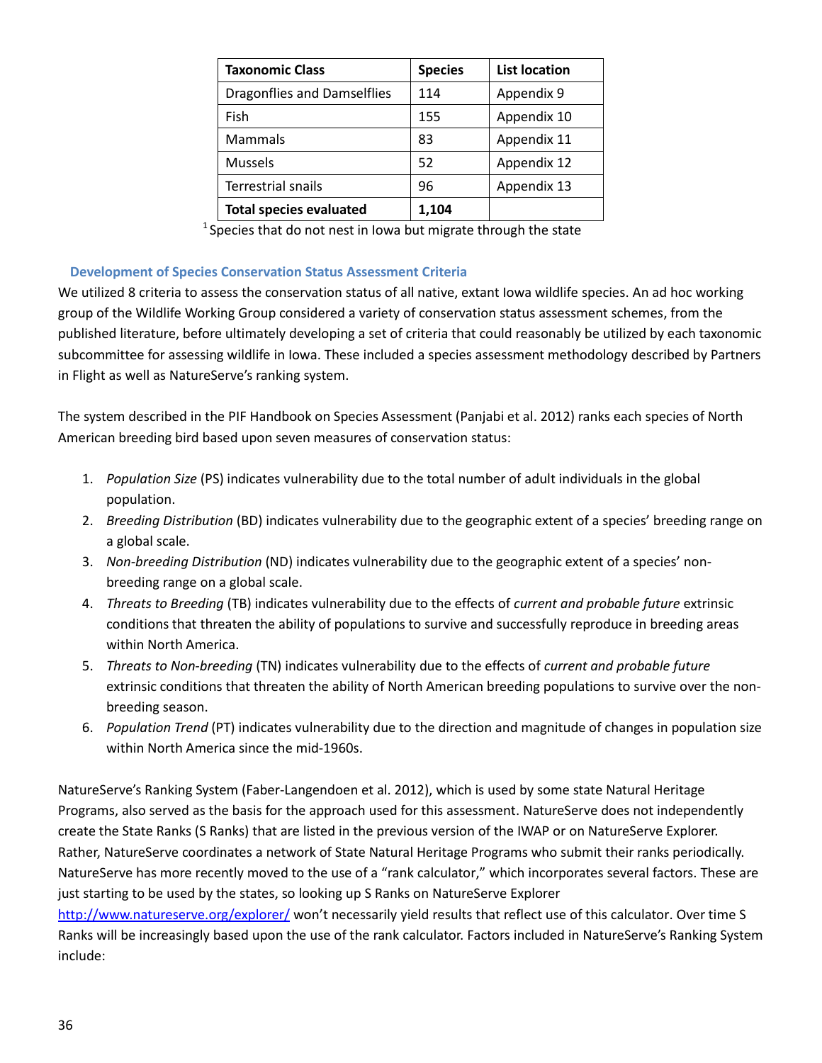| Taxonomic Class | Species | List location |
|---|---|---|
| Dragonflies and Damselflies | 114 | Appendix 9 |
| Fish | 155 | Appendix 10 |
| Mammals | 83 | Appendix 11 |
| Mussels | 52 | Appendix 12 |
| Terrestrial snails | 96 | Appendix 13 |
| **Total species evaluated** | **1,104** | |

[1] Species that do not nest in Iowa but migrate through the state

### Development of Species Conservation Status Assessment Criteria

We utilized 8 criteria to assess the conservation status of all native, extant Iowa wildlife species. An ad hoc working group of the Wildlife Working Group considered a variety of conservation status assessment schemes, from the published literature, before ultimately developing a set of criteria that could reasonably be utilized by each taxonomic subcommittee for assessing wildlife in Iowa. These included a species assessment methodology described by Partners in Flight as well as NatureServe's ranking system.

The system described in the PIF Handbook on Species Assessment (Panjabi et al. 2012) ranks each species of North American breeding bird based upon seven measures of conservation status:

1. *Population Size* (PS) indicates vulnerability due to the total number of adult individuals in the global population.
2. *Breeding Distribution* (BD) indicates vulnerability due to the geographic extent of a species' breeding range on a global scale.
3. *Non-breeding Distribution* (ND) indicates vulnerability due to the geographic extent of a species' non-breeding range on a global scale.
4. *Threats to Breeding* (TB) indicates vulnerability due to the effects of *current and probable future* extrinsic conditions that threaten the ability of populations to survive and successfully reproduce in breeding areas within North America.
5. *Threats to Non-breeding* (TN) indicates vulnerability due to the effects of *current and probable future* extrinsic conditions that threaten the ability of North American breeding populations to survive over the non-breeding season.
6. *Population Trend* (PT) indicates vulnerability due to the direction and magnitude of changes in population size within North America since the mid-1960s.

NatureServe's Ranking System (Faber-Langendoen et al. 2012), which is used by some state Natural Heritage Programs, also served as the basis for the approach used for this assessment. NatureServe does not independently create the State Ranks (S Ranks) that are listed in the previous version of the IWAP or on NatureServe Explorer. Rather, NatureServe coordinates a network of State Natural Heritage Programs who submit their ranks periodically. NatureServe has more recently moved to the use of a "rank calculator," which incorporates several factors. These are just starting to be used by the states, so looking up S Ranks on NatureServe Explorer http://www.natureserve.org/explorer/ won't necessarily yield results that reflect use of this calculator. Over time S Ranks will be increasingly based upon the use of the rank calculator. Factors included in NatureServe's Ranking System include: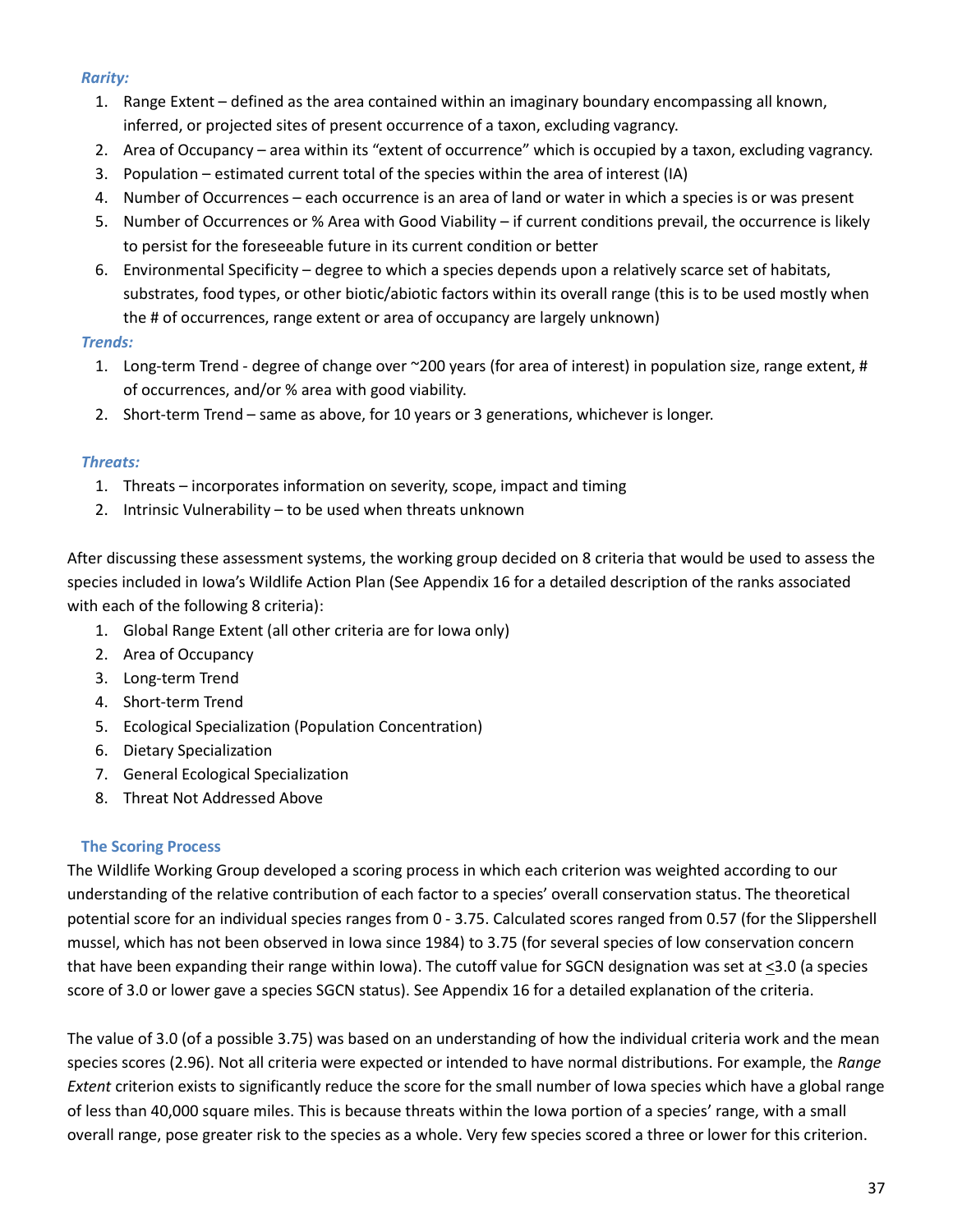*Rarity:*

1. Range Extent – defined as the area contained within an imaginary boundary encompassing all known, inferred, or projected sites of present occurrence of a taxon, excluding vagrancy.
2. Area of Occupancy – area within its "extent of occurrence" which is occupied by a taxon, excluding vagrancy.
3. Population – estimated current total of the species within the area of interest (IA)
4. Number of Occurrences – each occurrence is an area of land or water in which a species is or was present
5. Number of Occurrences or % Area with Good Viability – if current conditions prevail, the occurrence is likely to persist for the foreseeable future in its current condition or better
6. Environmental Specificity – degree to which a species depends upon a relatively scarce set of habitats, substrates, food types, or other biotic/abiotic factors within its overall range (this is to be used mostly when the # of occurrences, range extent or area of occupancy are largely unknown)

*Trends:*

1. Long-term Trend - degree of change over ~200 years (for area of interest) in population size, range extent, # of occurrences, and/or % area with good viability.
2. Short-term Trend – same as above, for 10 years or 3 generations, whichever is longer.

*Threats:*

1. Threats – incorporates information on severity, scope, impact and timing
2. Intrinsic Vulnerability – to be used when threats unknown

After discussing these assessment systems, the working group decided on 8 criteria that would be used to assess the species included in Iowa's Wildlife Action Plan (See Appendix 16 for a detailed description of the ranks associated with each of the following 8 criteria):

1. Global Range Extent (all other criteria are for Iowa only)
2. Area of Occupancy
3. Long-term Trend
4. Short-term Trend
5. Ecological Specialization (Population Concentration)
6. Dietary Specialization
7. General Ecological Specialization
8. Threat Not Addressed Above

### The Scoring Process

The Wildlife Working Group developed a scoring process in which each criterion was weighted according to our understanding of the relative contribution of each factor to a species' overall conservation status. The theoretical potential score for an individual species ranges from 0 - 3.75. Calculated scores ranged from 0.57 (for the Slippershell mussel, which has not been observed in Iowa since 1984) to 3.75 (for several species of low conservation concern that have been expanding their range within Iowa). The cutoff value for SGCN designation was set at ≤3.0 (a species score of 3.0 or lower gave a species SGCN status). See Appendix 16 for a detailed explanation of the criteria.

The value of 3.0 (of a possible 3.75) was based on an understanding of how the individual criteria work and the mean species scores (2.96). Not all criteria were expected or intended to have normal distributions. For example, the *Range Extent* criterion exists to significantly reduce the score for the small number of Iowa species which have a global range of less than 40,000 square miles. This is because threats within the Iowa portion of a species' range, with a small overall range, pose greater risk to the species as a whole. Very few species scored a three or lower for this criterion.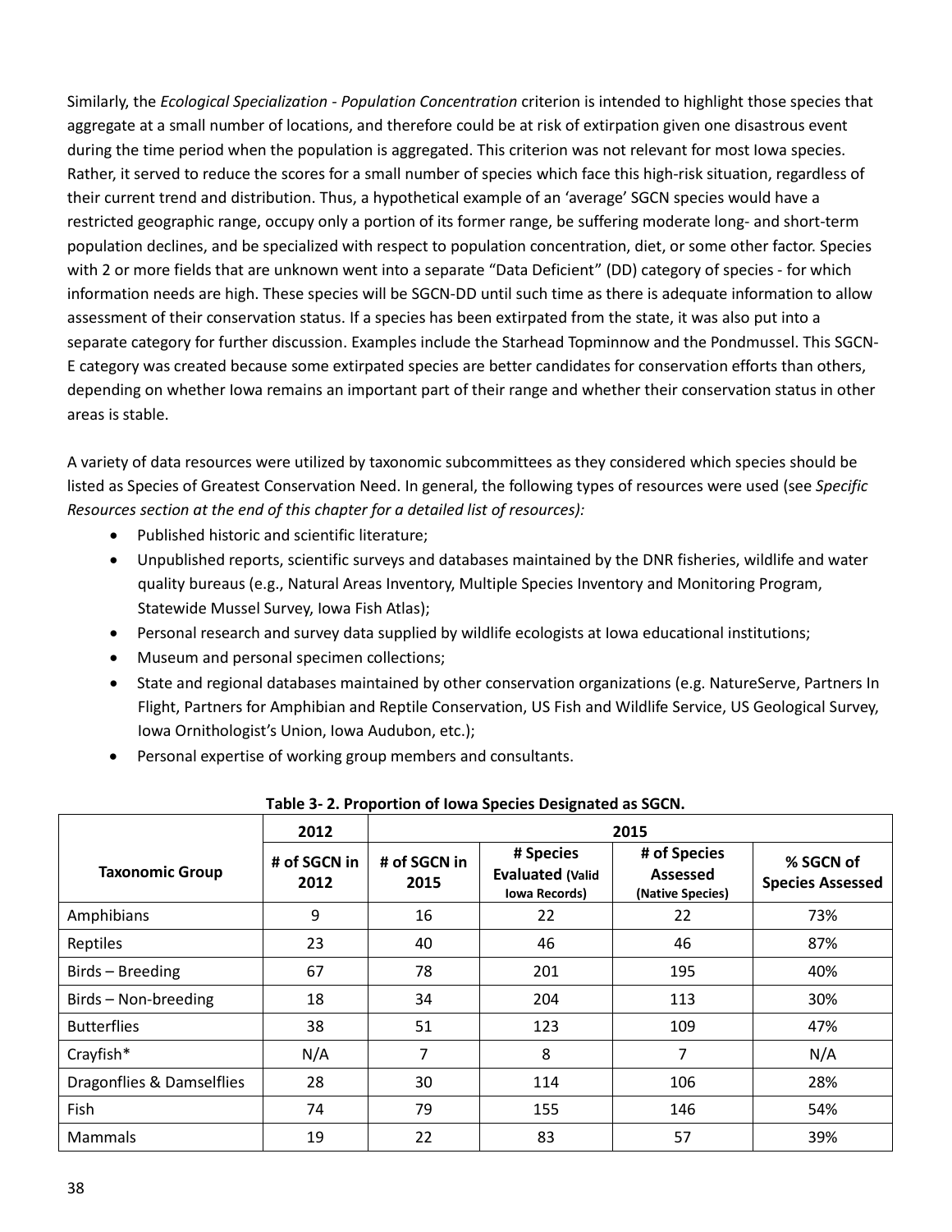Similarly, the *Ecological Specialization - Population Concentration* criterion is intended to highlight those species that aggregate at a small number of locations, and therefore could be at risk of extirpation given one disastrous event during the time period when the population is aggregated. This criterion was not relevant for most Iowa species. Rather, it served to reduce the scores for a small number of species which face this high-risk situation, regardless of their current trend and distribution. Thus, a hypothetical example of an 'average' SGCN species would have a restricted geographic range, occupy only a portion of its former range, be suffering moderate long- and short-term population declines, and be specialized with respect to population concentration, diet, or some other factor. Species with 2 or more fields that are unknown went into a separate "Data Deficient" (DD) category of species - for which information needs are high. These species will be SGCN-DD until such time as there is adequate information to allow assessment of their conservation status. If a species has been extirpated from the state, it was also put into a separate category for further discussion. Examples include the Starhead Topminnow and the Pondmussel. This SGCN-E category was created because some extirpated species are better candidates for conservation efforts than others, depending on whether Iowa remains an important part of their range and whether their conservation status in other areas is stable.

A variety of data resources were utilized by taxonomic subcommittees as they considered which species should be listed as Species of Greatest Conservation Need. In general, the following types of resources were used (see *Specific Resources section at the end of this chapter for a detailed list of resources):*

- Published historic and scientific literature;
- Unpublished reports, scientific surveys and databases maintained by the DNR fisheries, wildlife and water quality bureaus (e.g., Natural Areas Inventory, Multiple Species Inventory and Monitoring Program, Statewide Mussel Survey, Iowa Fish Atlas);
- Personal research and survey data supplied by wildlife ecologists at Iowa educational institutions;
- Museum and personal specimen collections;
- State and regional databases maintained by other conservation organizations (e.g. NatureServe, Partners In Flight, Partners for Amphibian and Reptile Conservation, US Fish and Wildlife Service, US Geological Survey, Iowa Ornithologist's Union, Iowa Audubon, etc.);
- Personal expertise of working group members and consultants.

**Table 3- 2. Proportion of Iowa Species Designated as SGCN.**

| | 2012 | 2015 | | | |
|---|---|---|---|---|---|
| **Taxonomic Group** | **# of SGCN in 2012** | **# of SGCN in 2015** | **# Species Evaluated (Valid Iowa Records)** | **# of Species Assessed (Native Species)** | **% SGCN of Species Assessed** |
| Amphibians | 9 | 16 | 22 | 22 | 73% |
| Reptiles | 23 | 40 | 46 | 46 | 87% |
| Birds – Breeding | 67 | 78 | 201 | 195 | 40% |
| Birds – Non-breeding | 18 | 34 | 204 | 113 | 30% |
| Butterflies | 38 | 51 | 123 | 109 | 47% |
| Crayfish* | N/A | 7 | 8 | 7 | N/A |
| Dragonflies & Damselflies | 28 | 30 | 114 | 106 | 28% |
| Fish | 74 | 79 | 155 | 146 | 54% |
| Mammals | 19 | 22 | 83 | 57 | 39% |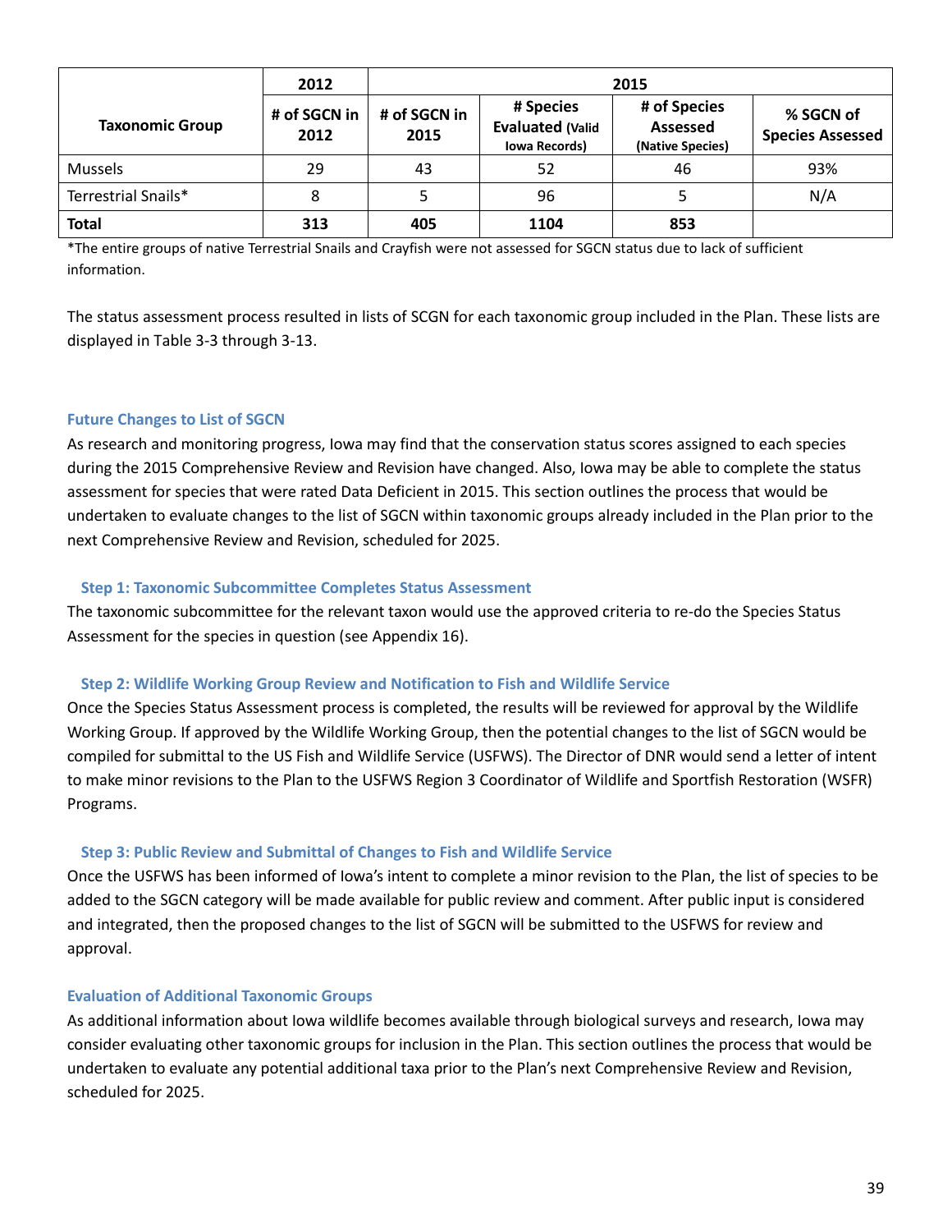| Taxonomic Group | 2012 | 2015 | | | |
|---|---|---|---|---|---|
| | # of SGCN in 2012 | # of SGCN in 2015 | # Species Evaluated (Valid Iowa Records) | # of Species Assessed (Native Species) | % SGCN of Species Assessed |
| Mussels | 29 | 43 | 52 | 46 | 93% |
| Terrestrial Snails* | 8 | 5 | 96 | 5 | N/A |
| **Total** | **313** | **405** | **1104** | **853** | |

*The entire groups of native Terrestrial Snails and Crayfish were not assessed for SGCN status due to lack of sufficient information.

The status assessment process resulted in lists of SCGN for each taxonomic group included in the Plan. These lists are displayed in Table 3-3 through 3-13.

### Future Changes to List of SGCN

As research and monitoring progress, Iowa may find that the conservation status scores assigned to each species during the 2015 Comprehensive Review and Revision have changed. Also, Iowa may be able to complete the status assessment for species that were rated Data Deficient in 2015. This section outlines the process that would be undertaken to evaluate changes to the list of SGCN within taxonomic groups already included in the Plan prior to the next Comprehensive Review and Revision, scheduled for 2025.

#### Step 1: Taxonomic Subcommittee Completes Status Assessment

The taxonomic subcommittee for the relevant taxon would use the approved criteria to re-do the Species Status Assessment for the species in question (see Appendix 16).

#### Step 2: Wildlife Working Group Review and Notification to Fish and Wildlife Service

Once the Species Status Assessment process is completed, the results will be reviewed for approval by the Wildlife Working Group. If approved by the Wildlife Working Group, then the potential changes to the list of SGCN would be compiled for submittal to the US Fish and Wildlife Service (USFWS). The Director of DNR would send a letter of intent to make minor revisions to the Plan to the USFWS Region 3 Coordinator of Wildlife and Sportfish Restoration (WSFR) Programs.

#### Step 3: Public Review and Submittal of Changes to Fish and Wildlife Service

Once the USFWS has been informed of Iowa's intent to complete a minor revision to the Plan, the list of species to be added to the SGCN category will be made available for public review and comment. After public input is considered and integrated, then the proposed changes to the list of SGCN will be submitted to the USFWS for review and approval.

### Evaluation of Additional Taxonomic Groups

As additional information about Iowa wildlife becomes available through biological surveys and research, Iowa may consider evaluating other taxonomic groups for inclusion in the Plan. This section outlines the process that would be undertaken to evaluate any potential additional taxa prior to the Plan's next Comprehensive Review and Revision, scheduled for 2025.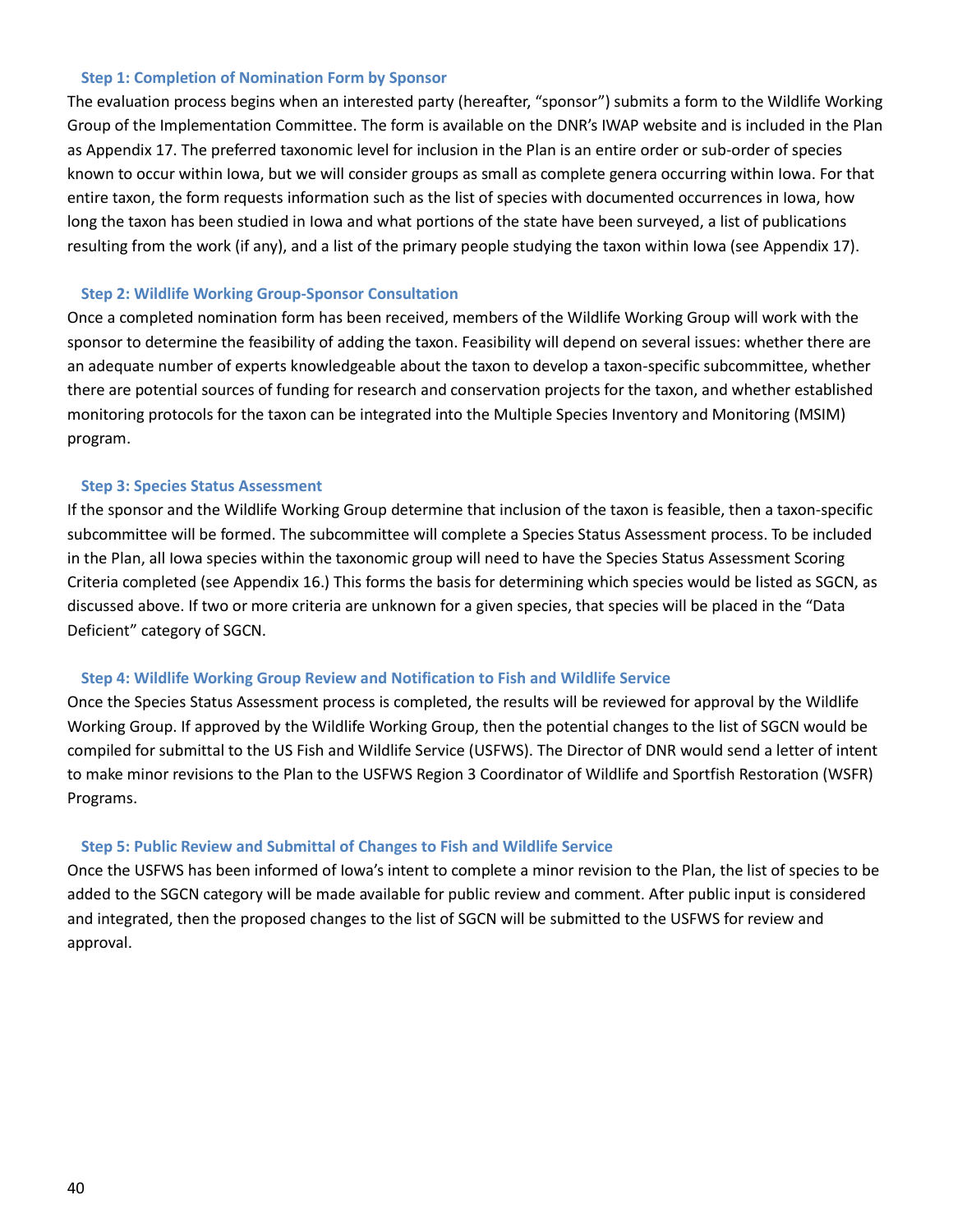### Step 1: Completion of Nomination Form by Sponsor

The evaluation process begins when an interested party (hereafter, "sponsor") submits a form to the Wildlife Working Group of the Implementation Committee. The form is available on the DNR's IWAP website and is included in the Plan as Appendix 17. The preferred taxonomic level for inclusion in the Plan is an entire order or sub-order of species known to occur within Iowa, but we will consider groups as small as complete genera occurring within Iowa. For that entire taxon, the form requests information such as the list of species with documented occurrences in Iowa, how long the taxon has been studied in Iowa and what portions of the state have been surveyed, a list of publications resulting from the work (if any), and a list of the primary people studying the taxon within Iowa (see Appendix 17).

### Step 2: Wildlife Working Group-Sponsor Consultation

Once a completed nomination form has been received, members of the Wildlife Working Group will work with the sponsor to determine the feasibility of adding the taxon. Feasibility will depend on several issues: whether there are an adequate number of experts knowledgeable about the taxon to develop a taxon-specific subcommittee, whether there are potential sources of funding for research and conservation projects for the taxon, and whether established monitoring protocols for the taxon can be integrated into the Multiple Species Inventory and Monitoring (MSIM) program.

### Step 3: Species Status Assessment

If the sponsor and the Wildlife Working Group determine that inclusion of the taxon is feasible, then a taxon-specific subcommittee will be formed. The subcommittee will complete a Species Status Assessment process. To be included in the Plan, all Iowa species within the taxonomic group will need to have the Species Status Assessment Scoring Criteria completed (see Appendix 16.) This forms the basis for determining which species would be listed as SGCN, as discussed above. If two or more criteria are unknown for a given species, that species will be placed in the "Data Deficient" category of SGCN.

### Step 4: Wildlife Working Group Review and Notification to Fish and Wildlife Service

Once the Species Status Assessment process is completed, the results will be reviewed for approval by the Wildlife Working Group. If approved by the Wildlife Working Group, then the potential changes to the list of SGCN would be compiled for submittal to the US Fish and Wildlife Service (USFWS). The Director of DNR would send a letter of intent to make minor revisions to the Plan to the USFWS Region 3 Coordinator of Wildlife and Sportfish Restoration (WSFR) Programs.

### Step 5: Public Review and Submittal of Changes to Fish and Wildlife Service

Once the USFWS has been informed of Iowa's intent to complete a minor revision to the Plan, the list of species to be added to the SGCN category will be made available for public review and comment. After public input is considered and integrated, then the proposed changes to the list of SGCN will be submitted to the USFWS for review and approval.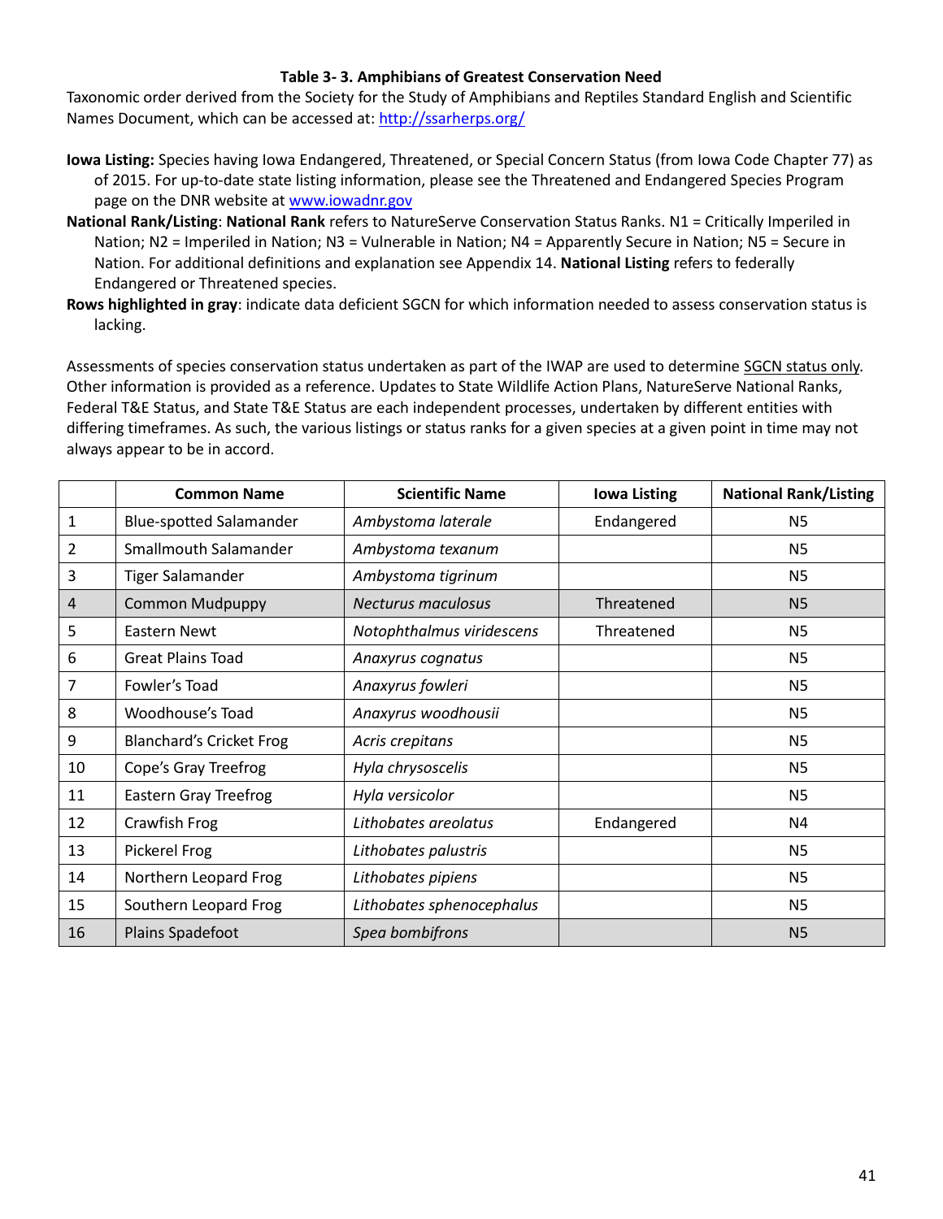### Table 3- 3. Amphibians of Greatest Conservation Need

Taxonomic order derived from the Society for the Study of Amphibians and Reptiles Standard English and Scientific Names Document, which can be accessed at: http://ssarherps.org/

**Iowa Listing:** Species having Iowa Endangered, Threatened, or Special Concern Status (from Iowa Code Chapter 77) as of 2015. For up-to-date state listing information, please see the Threatened and Endangered Species Program page on the DNR website at www.iowadnr.gov

**National Rank/Listing**: **National Rank** refers to NatureServe Conservation Status Ranks. N1 = Critically Imperiled in Nation; N2 = Imperiled in Nation; N3 = Vulnerable in Nation; N4 = Apparently Secure in Nation; N5 = Secure in Nation. For additional definitions and explanation see Appendix 14. **National Listing** refers to federally Endangered or Threatened species.

**Rows highlighted in gray**: indicate data deficient SGCN for which information needed to assess conservation status is lacking.

Assessments of species conservation status undertaken as part of the IWAP are used to determine SGCN status only. Other information is provided as a reference. Updates to State Wildlife Action Plans, NatureServe National Ranks, Federal T&E Status, and State T&E Status are each independent processes, undertaken by different entities with differing timeframes. As such, the various listings or status ranks for a given species at a given point in time may not always appear to be in accord.

| | Common Name | Scientific Name | Iowa Listing | National Rank/Listing |
|---|---|---|---|---|
| 1 | Blue-spotted Salamander | *Ambystoma laterale* | Endangered | N5 |
| 2 | Smallmouth Salamander | *Ambystoma texanum* | | N5 |
| 3 | Tiger Salamander | *Ambystoma tigrinum* | | N5 |
| 4 | Common Mudpuppy | *Necturus maculosus* | Threatened | N5 |
| 5 | Eastern Newt | *Notophthalmus viridescens* | Threatened | N5 |
| 6 | Great Plains Toad | *Anaxyrus cognatus* | | N5 |
| 7 | Fowler's Toad | *Anaxyrus fowleri* | | N5 |
| 8 | Woodhouse's Toad | *Anaxyrus woodhousii* | | N5 |
| 9 | Blanchard's Cricket Frog | *Acris crepitans* | | N5 |
| 10 | Cope's Gray Treefrog | *Hyla chrysoscelis* | | N5 |
| 11 | Eastern Gray Treefrog | *Hyla versicolor* | | N5 |
| 12 | Crawfish Frog | *Lithobates areolatus* | Endangered | N4 |
| 13 | Pickerel Frog | *Lithobates palustris* | | N5 |
| 14 | Northern Leopard Frog | *Lithobates pipiens* | | N5 |
| 15 | Southern Leopard Frog | *Lithobates sphenocephalus* | | N5 |
| 16 | Plains Spadefoot | *Spea bombifrons* | | N5 |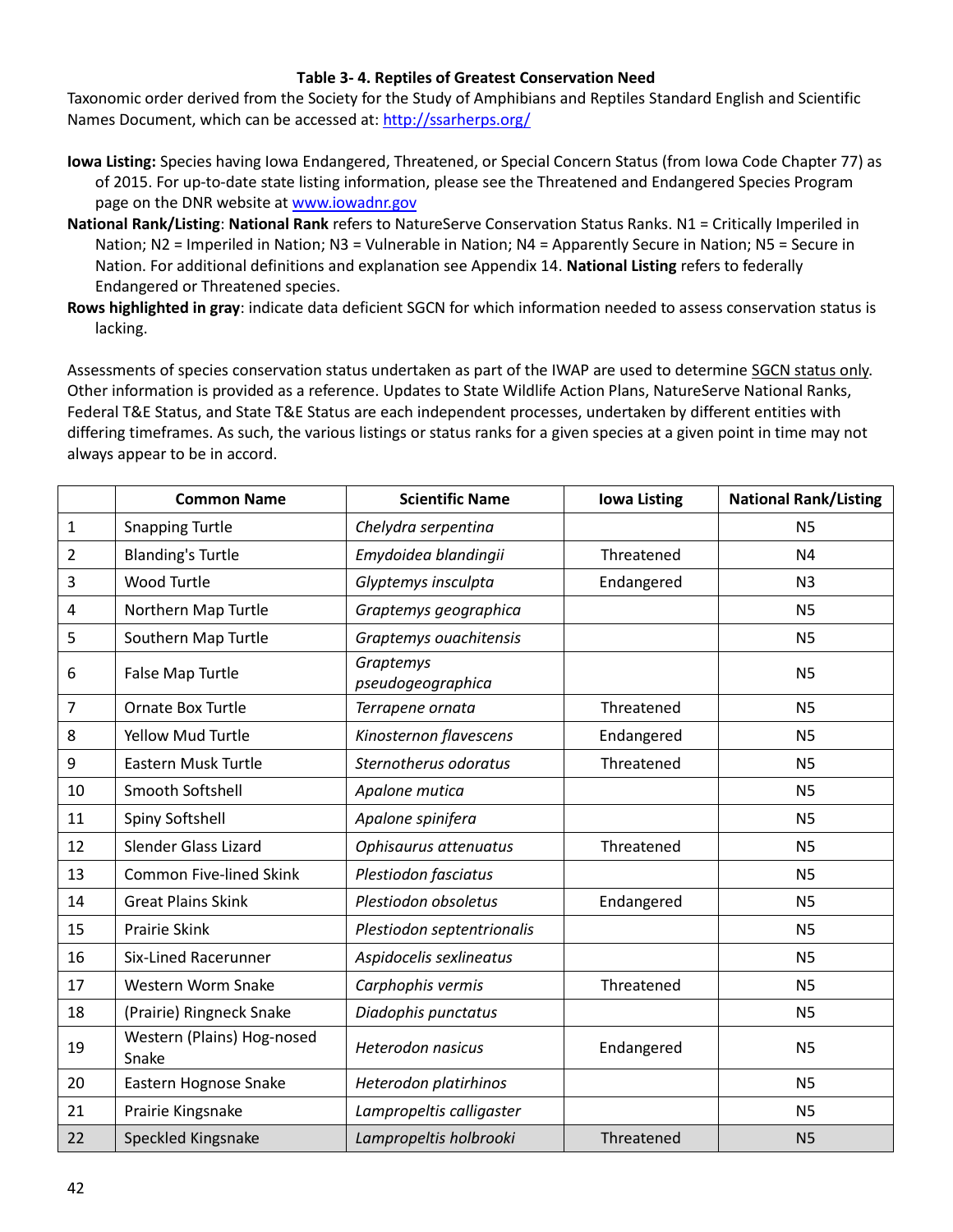### Table 3- 4. Reptiles of Greatest Conservation Need

Taxonomic order derived from the Society for the Study of Amphibians and Reptiles Standard English and Scientific Names Document, which can be accessed at: http://ssarherps.org/

**Iowa Listing:** Species having Iowa Endangered, Threatened, or Special Concern Status (from Iowa Code Chapter 77) as of 2015. For up-to-date state listing information, please see the Threatened and Endangered Species Program page on the DNR website at www.iowadnr.gov

**National Rank/Listing**: **National Rank** refers to NatureServe Conservation Status Ranks. N1 = Critically Imperiled in Nation; N2 = Imperiled in Nation; N3 = Vulnerable in Nation; N4 = Apparently Secure in Nation; N5 = Secure in Nation. For additional definitions and explanation see Appendix 14. **National Listing** refers to federally Endangered or Threatened species.

**Rows highlighted in gray**: indicate data deficient SGCN for which information needed to assess conservation status is lacking.

Assessments of species conservation status undertaken as part of the IWAP are used to determine SGCN status only. Other information is provided as a reference. Updates to State Wildlife Action Plans, NatureServe National Ranks, Federal T&E Status, and State T&E Status are each independent processes, undertaken by different entities with differing timeframes. As such, the various listings or status ranks for a given species at a given point in time may not always appear to be in accord.

| | Common Name | Scientific Name | Iowa Listing | National Rank/Listing |
|---|---|---|---|---|
| 1 | Snapping Turtle | *Chelydra serpentina* | | N5 |
| 2 | Blanding's Turtle | *Emydoidea blandingii* | Threatened | N4 |
| 3 | Wood Turtle | *Glyptemys insculpta* | Endangered | N3 |
| 4 | Northern Map Turtle | *Graptemys geographica* | | N5 |
| 5 | Southern Map Turtle | *Graptemys ouachitensis* | | N5 |
| 6 | False Map Turtle | *Graptemys pseudogeographica* | | N5 |
| 7 | Ornate Box Turtle | *Terrapene ornata* | Threatened | N5 |
| 8 | Yellow Mud Turtle | *Kinosternon flavescens* | Endangered | N5 |
| 9 | Eastern Musk Turtle | *Sternotherus odoratus* | Threatened | N5 |
| 10 | Smooth Softshell | *Apalone mutica* | | N5 |
| 11 | Spiny Softshell | *Apalone spinifera* | | N5 |
| 12 | Slender Glass Lizard | *Ophisaurus attenuatus* | Threatened | N5 |
| 13 | Common Five-lined Skink | *Plestiodon fasciatus* | | N5 |
| 14 | Great Plains Skink | *Plestiodon obsoletus* | Endangered | N5 |
| 15 | Prairie Skink | *Plestiodon septentrionalis* | | N5 |
| 16 | Six-Lined Racerunner | *Aspidocelis sexlineatus* | | N5 |
| 17 | Western Worm Snake | *Carphophis vermis* | Threatened | N5 |
| 18 | (Prairie) Ringneck Snake | *Diadophis punctatus* | | N5 |
| 19 | Western (Plains) Hog-nosed Snake | *Heterodon nasicus* | Endangered | N5 |
| 20 | Eastern Hognose Snake | *Heterodon platirhinos* | | N5 |
| 21 | Prairie Kingsnake | *Lampropeltis calligaster* | | N5 |
| 22 | Speckled Kingsnake | *Lampropeltis holbrooki* | Threatened | N5 |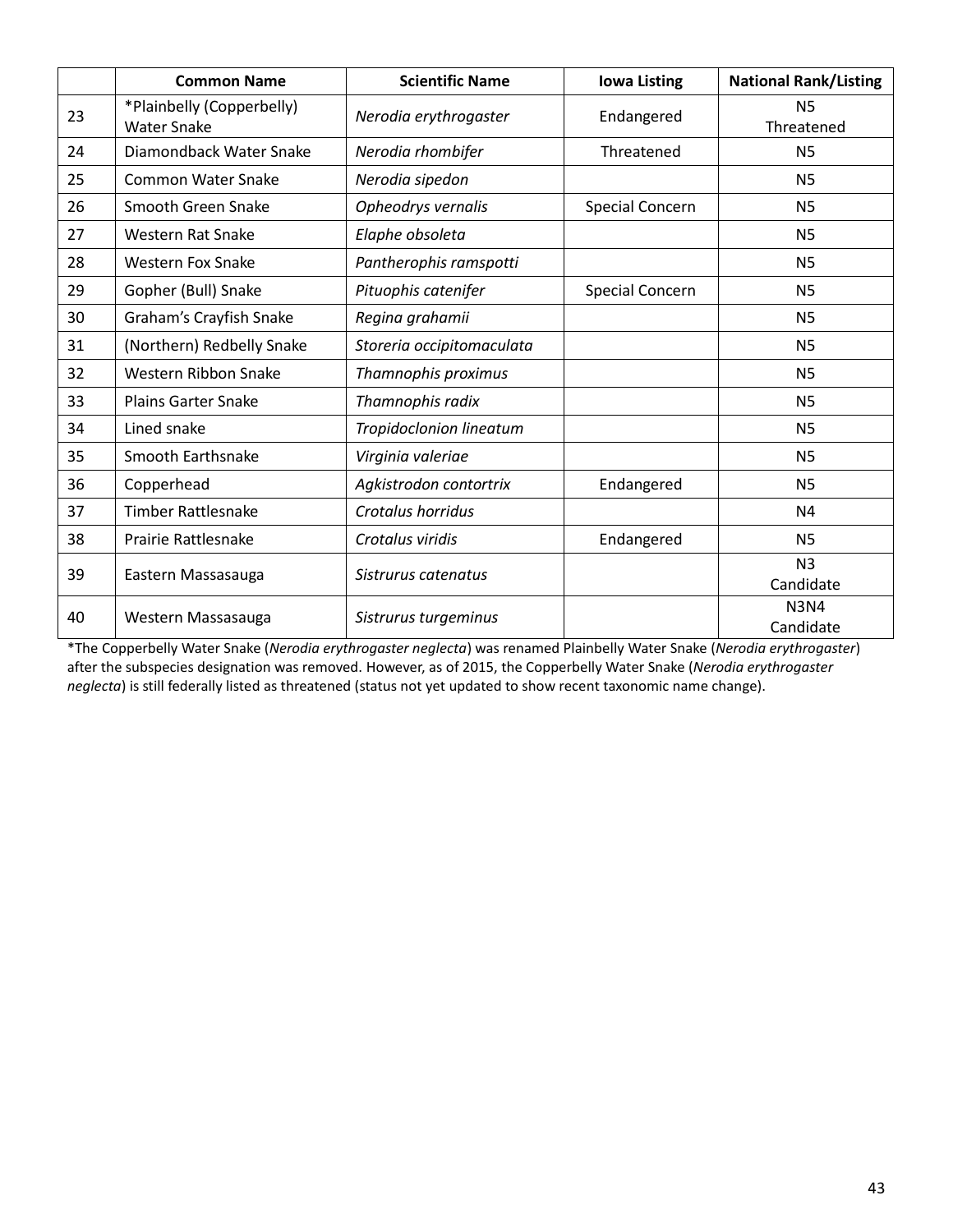| | Common Name | Scientific Name | Iowa Listing | National Rank/Listing |
|---|---|---|---|---|
| 23 | *Plainbelly (Copperbelly) Water Snake | *Nerodia erythrogaster* | Endangered | N5 Threatened |
| 24 | Diamondback Water Snake | *Nerodia rhombifer* | Threatened | N5 |
| 25 | Common Water Snake | *Nerodia sipedon* | | N5 |
| 26 | Smooth Green Snake | *Opheodrys vernalis* | Special Concern | N5 |
| 27 | Western Rat Snake | *Elaphe obsoleta* | | N5 |
| 28 | Western Fox Snake | *Pantherophis ramspotti* | | N5 |
| 29 | Gopher (Bull) Snake | *Pituophis catenifer* | Special Concern | N5 |
| 30 | Graham's Crayfish Snake | *Regina grahamii* | | N5 |
| 31 | (Northern) Redbelly Snake | *Storeria occipitomaculata* | | N5 |
| 32 | Western Ribbon Snake | *Thamnophis proximus* | | N5 |
| 33 | Plains Garter Snake | *Thamnophis radix* | | N5 |
| 34 | Lined snake | *Tropidoclonion lineatum* | | N5 |
| 35 | Smooth Earthsnake | *Virginia valeriae* | | N5 |
| 36 | Copperhead | *Agkistrodon contortrix* | Endangered | N5 |
| 37 | Timber Rattlesnake | *Crotalus horridus* | | N4 |
| 38 | Prairie Rattlesnake | *Crotalus viridis* | Endangered | N5 |
| 39 | Eastern Massasauga | *Sistrurus catenatus* | | N3 Candidate |
| 40 | Western Massasauga | *Sistrurus turgeminus* | | N3N4 Candidate |

*The Copperbelly Water Snake (*Nerodia erythrogaster neglecta*) was renamed Plainbelly Water Snake (*Nerodia erythrogaster*) after the subspecies designation was removed. However, as of 2015, the Copperbelly Water Snake (*Nerodia erythrogaster neglecta*) is still federally listed as threatened (status not yet updated to show recent taxonomic name change).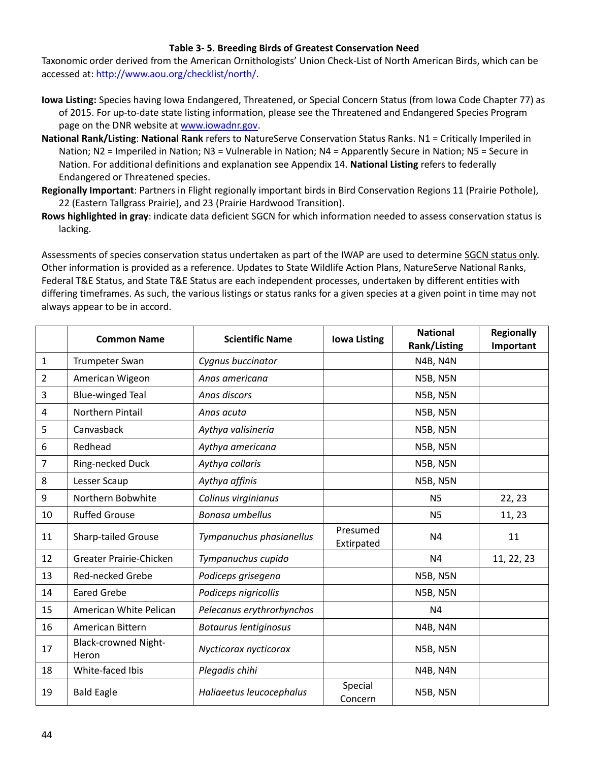### Table 3- 5. Breeding Birds of Greatest Conservation Need

Taxonomic order derived from the American Ornithologists' Union Check-List of North American Birds, which can be accessed at: http://www.aou.org/checklist/north/.

**Iowa Listing:** Species having Iowa Endangered, Threatened, or Special Concern Status (from Iowa Code Chapter 77) as of 2015. For up-to-date state listing information, please see the Threatened and Endangered Species Program page on the DNR website at www.iowadnr.gov.

**National Rank/Listing**: **National Rank** refers to NatureServe Conservation Status Ranks. N1 = Critically Imperiled in Nation; N2 = Imperiled in Nation; N3 = Vulnerable in Nation; N4 = Apparently Secure in Nation; N5 = Secure in Nation. For additional definitions and explanation see Appendix 14. **National Listing** refers to federally Endangered or Threatened species.

**Regionally Important**: Partners in Flight regionally important birds in Bird Conservation Regions 11 (Prairie Pothole), 22 (Eastern Tallgrass Prairie), and 23 (Prairie Hardwood Transition).

**Rows highlighted in gray**: indicate data deficient SGCN for which information needed to assess conservation status is lacking.

Assessments of species conservation status undertaken as part of the IWAP are used to determine SGCN status only. Other information is provided as a reference. Updates to State Wildlife Action Plans, NatureServe National Ranks, Federal T&E Status, and State T&E Status are each independent processes, undertaken by different entities with differing timeframes. As such, the various listings or status ranks for a given species at a given point in time may not always appear to be in accord.

| | Common Name | Scientific Name | Iowa Listing | National Rank/Listing | Regionally Important |
|---|---|---|---|---|---|
| 1 | Trumpeter Swan | *Cygnus buccinator* | | N4B, N4N | |
| 2 | American Wigeon | *Anas americana* | | N5B, N5N | |
| 3 | Blue-winged Teal | *Anas discors* | | N5B, N5N | |
| 4 | Northern Pintail | *Anas acuta* | | N5B, N5N | |
| 5 | Canvasback | *Aythya valisineria* | | N5B, N5N | |
| 6 | Redhead | *Aythya americana* | | N5B, N5N | |
| 7 | Ring-necked Duck | *Aythya collaris* | | N5B, N5N | |
| 8 | Lesser Scaup | *Aythya affinis* | | N5B, N5N | |
| 9 | Northern Bobwhite | *Colinus virginianus* | | N5 | 22, 23 |
| 10 | Ruffed Grouse | *Bonasa umbellus* | | N5 | 11, 23 |
| 11 | Sharp-tailed Grouse | *Tympanuchus phasianellus* | Presumed Extirpated | N4 | 11 |
| 12 | Greater Prairie-Chicken | *Tympanuchus cupido* | | N4 | 11, 22, 23 |
| 13 | Red-necked Grebe | *Podiceps grisegena* | | N5B, N5N | |
| 14 | Eared Grebe | *Podiceps nigricollis* | | N5B, N5N | |
| 15 | American White Pelican | *Pelecanus erythrorhynchos* | | N4 | |
| 16 | American Bittern | *Botaurus lentiginosus* | | N4B, N4N | |
| 17 | Black-crowned Night-Heron | *Nycticorax nycticorax* | | N5B, N5N | |
| 18 | White-faced Ibis | *Plegadis chihi* | | N4B, N4N | |
| 19 | Bald Eagle | *Haliaeetus leucocephalus* | Special Concern | N5B, N5N | |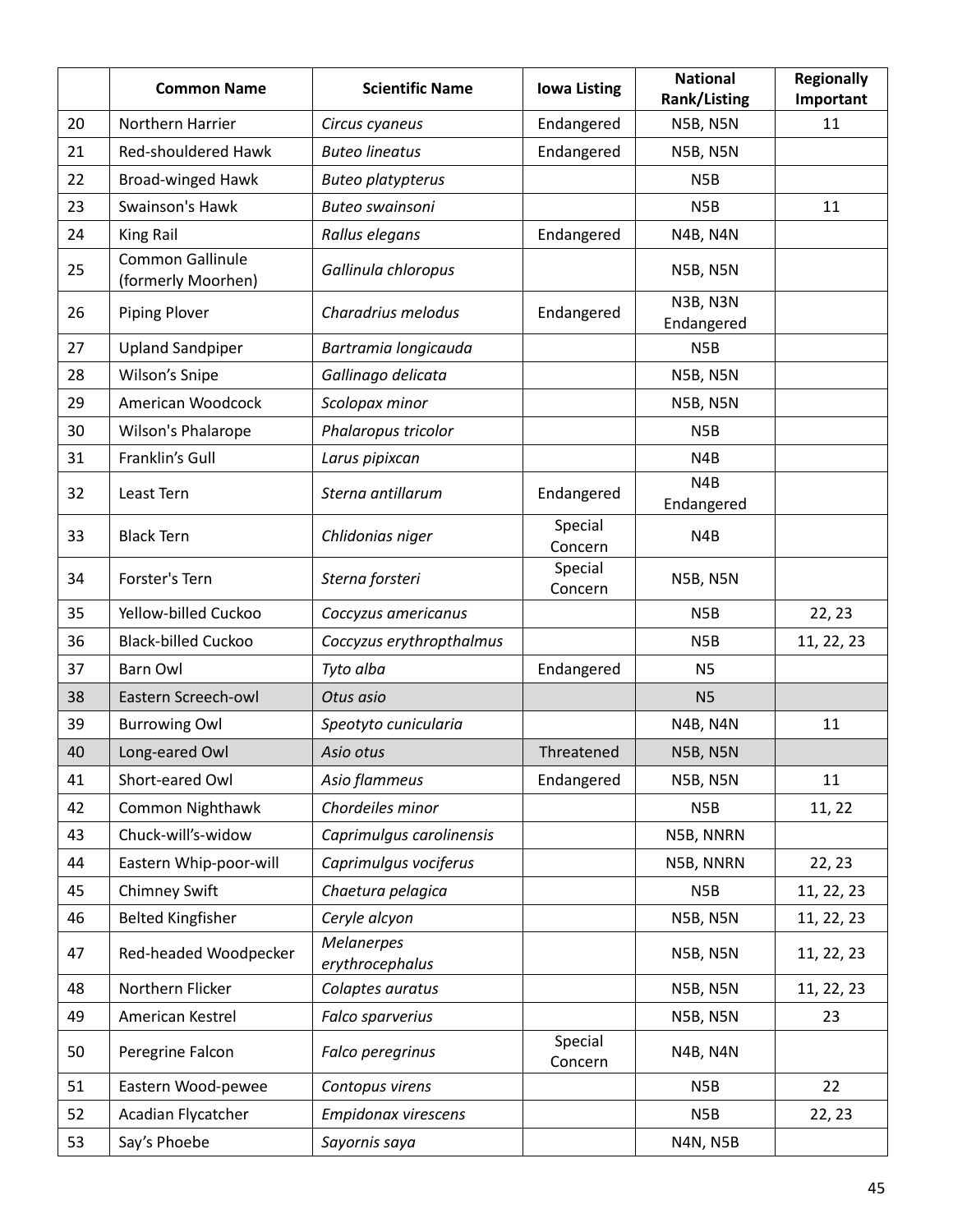|  | Common Name | Scientific Name | Iowa Listing | National Rank/Listing | Regionally Important |
|---|---|---|---|---|---|
| 20 | Northern Harrier | *Circus cyaneus* | Endangered | N5B, N5N | 11 |
| 21 | Red-shouldered Hawk | *Buteo lineatus* | Endangered | N5B, N5N |  |
| 22 | Broad-winged Hawk | *Buteo platypterus* |  | N5B |  |
| 23 | Swainson's Hawk | *Buteo swainsoni* |  | N5B | 11 |
| 24 | King Rail | *Rallus elegans* | Endangered | N4B, N4N |  |
| 25 | Common Gallinule (formerly Moorhen) | *Gallinula chloropus* |  | N5B, N5N |  |
| 26 | Piping Plover | *Charadrius melodus* | Endangered | N3B, N3N Endangered |  |
| 27 | Upland Sandpiper | *Bartramia longicauda* |  | N5B |  |
| 28 | Wilson’s Snipe | *Gallinago delicata* |  | N5B, N5N |  |
| 29 | American Woodcock | *Scolopax minor* |  | N5B, N5N |  |
| 30 | Wilson's Phalarope | *Phalaropus tricolor* |  | N5B |  |
| 31 | Franklin’s Gull | *Larus pipixcan* |  | N4B |  |
| 32 | Least Tern | *Sterna antillarum* | Endangered | N4B Endangered |  |
| 33 | Black Tern | *Chlidonias niger* | Special Concern | N4B |  |
| 34 | Forster's Tern | *Sterna forsteri* | Special Concern | N5B, N5N |  |
| 35 | Yellow-billed Cuckoo | *Coccyzus americanus* |  | N5B | 22, 23 |
| 36 | Black-billed Cuckoo | *Coccyzus erythropthalmus* |  | N5B | 11, 22, 23 |
| 37 | Barn Owl | *Tyto alba* | Endangered | N5 |  |
| 38 | Eastern Screech-owl | *Otus asio* |  | N5 |  |
| 39 | Burrowing Owl | *Speotyto cunicularia* |  | N4B, N4N | 11 |
| 40 | Long-eared Owl | *Asio otus* | Threatened | N5B, N5N |  |
| 41 | Short-eared Owl | *Asio flammeus* | Endangered | N5B, N5N | 11 |
| 42 | Common Nighthawk | *Chordeiles minor* |  | N5B | 11, 22 |
| 43 | Chuck-will’s-widow | *Caprimulgus carolinensis* |  | N5B, NNRN |  |
| 44 | Eastern Whip-poor-will | *Caprimulgus vociferus* |  | N5B, NNRN | 22, 23 |
| 45 | Chimney Swift | *Chaetura pelagica* |  | N5B | 11, 22, 23 |
| 46 | Belted Kingfisher | *Ceryle alcyon* |  | N5B, N5N | 11, 22, 23 |
| 47 | Red-headed Woodpecker | *Melanerpes erythrocephalus* |  | N5B, N5N | 11, 22, 23 |
| 48 | Northern Flicker | *Colaptes auratus* |  | N5B, N5N | 11, 22, 23 |
| 49 | American Kestrel | *Falco sparverius* |  | N5B, N5N | 23 |
| 50 | Peregrine Falcon | *Falco peregrinus* | Special Concern | N4B, N4N |  |
| 51 | Eastern Wood-pewee | *Contopus virens* |  | N5B | 22 |
| 52 | Acadian Flycatcher | *Empidonax virescens* |  | N5B | 22, 23 |
| 53 | Say’s Phoebe | *Sayornis saya* |  | N4N, N5B |  |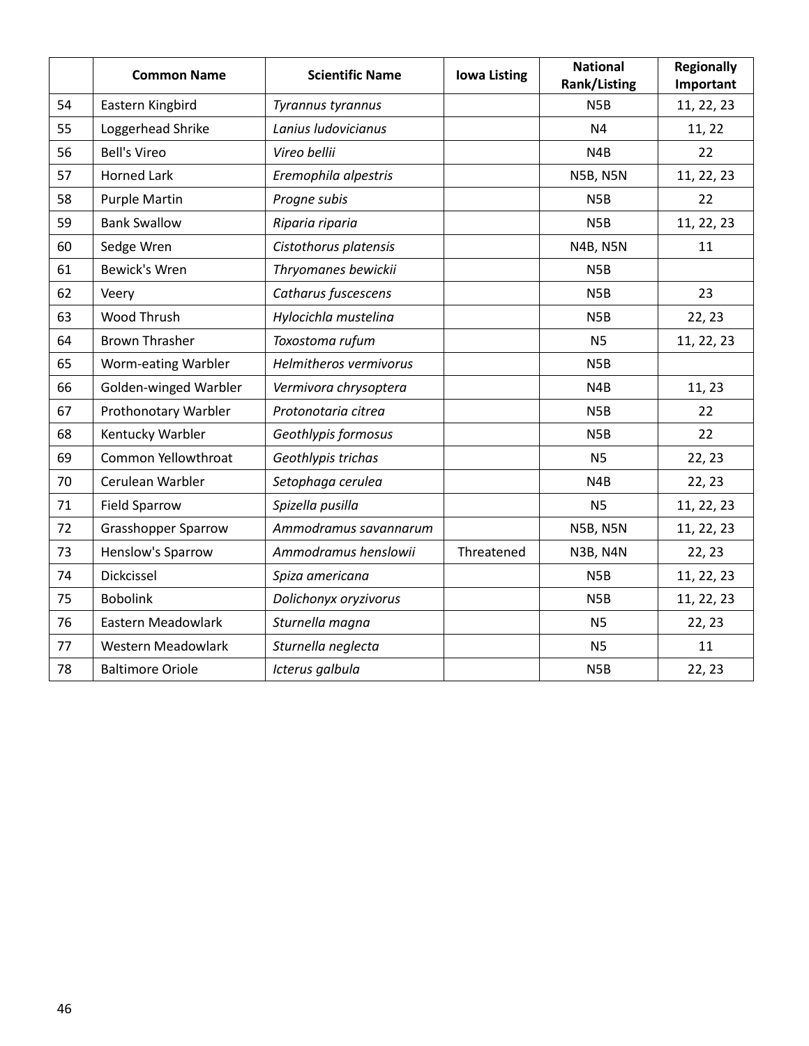| | Common Name | Scientific Name | Iowa Listing | National Rank/Listing | Regionally Important |
|---|---|---|---|---|---|
| 54 | Eastern Kingbird | *Tyrannus tyrannus* | | N5B | 11, 22, 23 |
| 55 | Loggerhead Shrike | *Lanius ludovicianus* | | N4 | 11, 22 |
| 56 | Bell's Vireo | *Vireo bellii* | | N4B | 22 |
| 57 | Horned Lark | *Eremophila alpestris* | | N5B, N5N | 11, 22, 23 |
| 58 | Purple Martin | *Progne subis* | | N5B | 22 |
| 59 | Bank Swallow | *Riparia riparia* | | N5B | 11, 22, 23 |
| 60 | Sedge Wren | *Cistothorus platensis* | | N4B, N5N | 11 |
| 61 | Bewick's Wren | *Thryomanes bewickii* | | N5B | |
| 62 | Veery | *Catharus fuscescens* | | N5B | 23 |
| 63 | Wood Thrush | *Hylocichla mustelina* | | N5B | 22, 23 |
| 64 | Brown Thrasher | *Toxostoma rufum* | | N5 | 11, 22, 23 |
| 65 | Worm-eating Warbler | *Helmitheros vermivorus* | | N5B | |
| 66 | Golden-winged Warbler | *Vermivora chrysoptera* | | N4B | 11, 23 |
| 67 | Prothonotary Warbler | *Protonotaria citrea* | | N5B | 22 |
| 68 | Kentucky Warbler | *Geothlypis formosus* | | N5B | 22 |
| 69 | Common Yellowthroat | *Geothlypis trichas* | | N5 | 22, 23 |
| 70 | Cerulean Warbler | *Setophaga cerulea* | | N4B | 22, 23 |
| 71 | Field Sparrow | *Spizella pusilla* | | N5 | 11, 22, 23 |
| 72 | Grasshopper Sparrow | *Ammodramus savannarum* | | N5B, N5N | 11, 22, 23 |
| 73 | Henslow's Sparrow | *Ammodramus henslowii* | Threatened | N3B, N4N | 22, 23 |
| 74 | Dickcissel | *Spiza americana* | | N5B | 11, 22, 23 |
| 75 | Bobolink | *Dolichonyx oryzivorus* | | N5B | 11, 22, 23 |
| 76 | Eastern Meadowlark | *Sturnella magna* | | N5 | 22, 23 |
| 77 | Western Meadowlark | *Sturnella neglecta* | | N5 | 11 |
| 78 | Baltimore Oriole | *Icterus galbula* | | N5B | 22, 23 |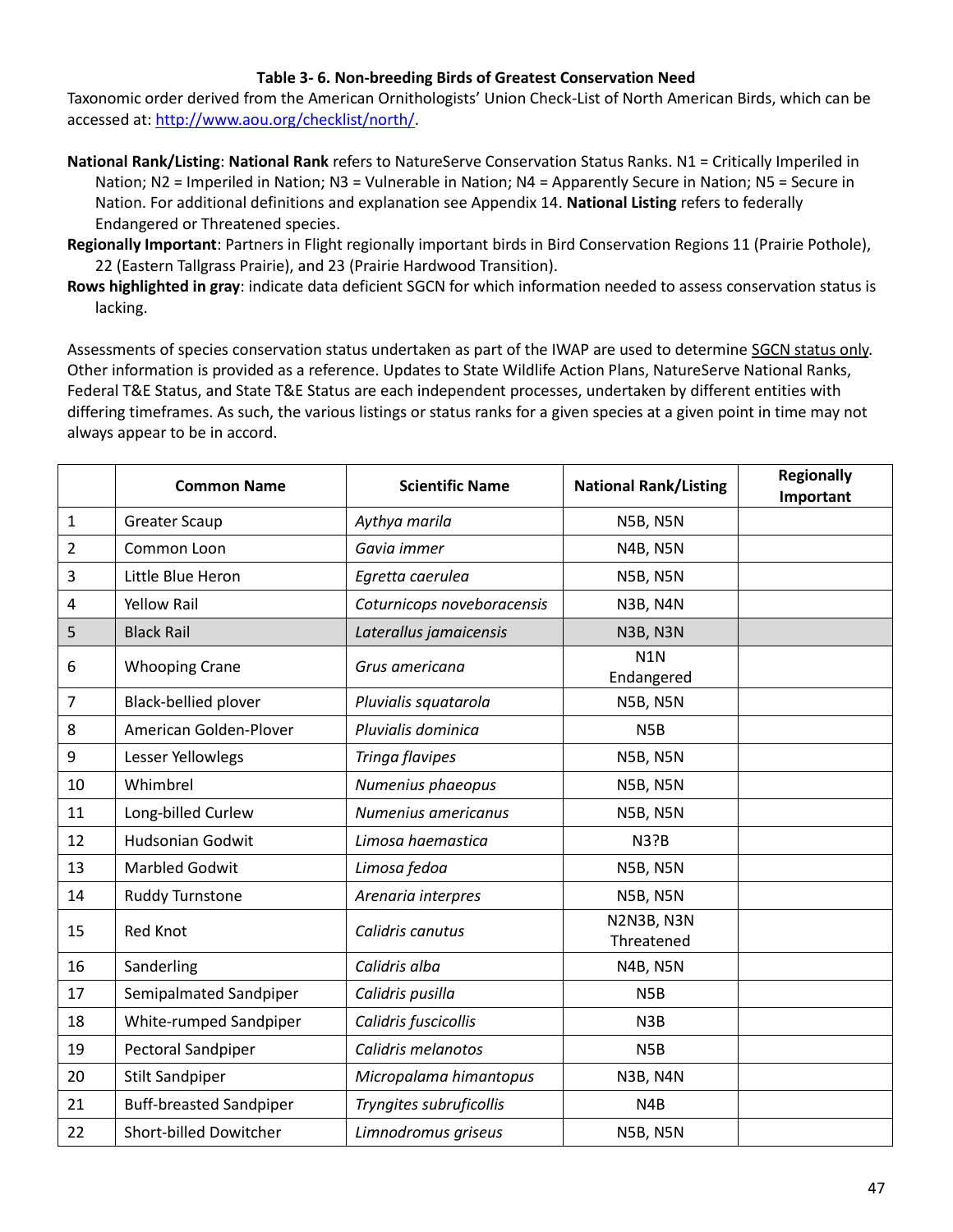**Table 3- 6. Non-breeding Birds of Greatest Conservation Need**

Taxonomic order derived from the American Ornithologists' Union Check-List of North American Birds, which can be accessed at: [http://www.aou.org/checklist/north/](http://www.aou.org/checklist/north/).

**National Rank/Listing**: **National Rank** refers to NatureServe Conservation Status Ranks. N1 = Critically Imperiled in Nation; N2 = Imperiled in Nation; N3 = Vulnerable in Nation; N4 = Apparently Secure in Nation; N5 = Secure in Nation. For additional definitions and explanation see Appendix 14. **National Listing** refers to federally Endangered or Threatened species.

**Regionally Important**: Partners in Flight regionally important birds in Bird Conservation Regions 11 (Prairie Pothole), 22 (Eastern Tallgrass Prairie), and 23 (Prairie Hardwood Transition).

**Rows highlighted in gray**: indicate data deficient SGCN for which information needed to assess conservation status is lacking.

Assessments of species conservation status undertaken as part of the IWAP are used to determine SGCN status only. Other information is provided as a reference. Updates to State Wildlife Action Plans, NatureServe National Ranks, Federal T&E Status, and State T&E Status are each independent processes, undertaken by different entities with differing timeframes. As such, the various listings or status ranks for a given species at a given point in time may not always appear to be in accord.

| | Common Name | Scientific Name | National Rank/Listing | Regionally Important |
|---|---|---|---|---|
| 1 | Greater Scaup | *Aythya marila* | N5B, N5N | |
| 2 | Common Loon | *Gavia immer* | N4B, N5N | |
| 3 | Little Blue Heron | *Egretta caerulea* | N5B, N5N | |
| 4 | Yellow Rail | *Coturnicops noveboracensis* | N3B, N4N | |
| 5 | Black Rail | *Laterallus jamaicensis* | N3B, N3N | |
| 6 | Whooping Crane | *Grus americana* | N1N Endangered | |
| 7 | Black-bellied plover | *Pluvialis squatarola* | N5B, N5N | |
| 8 | American Golden-Plover | *Pluvialis dominica* | N5B | |
| 9 | Lesser Yellowlegs | *Tringa flavipes* | N5B, N5N | |
| 10 | Whimbrel | *Numenius phaeopus* | N5B, N5N | |
| 11 | Long-billed Curlew | *Numenius americanus* | N5B, N5N | |
| 12 | Hudsonian Godwit | *Limosa haemastica* | N3?B | |
| 13 | Marbled Godwit | *Limosa fedoa* | N5B, N5N | |
| 14 | Ruddy Turnstone | *Arenaria interpres* | N5B, N5N | |
| 15 | Red Knot | *Calidris canutus* | N2N3B, N3N Threatened | |
| 16 | Sanderling | *Calidris alba* | N4B, N5N | |
| 17 | Semipalmated Sandpiper | *Calidris pusilla* | N5B | |
| 18 | White-rumped Sandpiper | *Calidris fuscicollis* | N3B | |
| 19 | Pectoral Sandpiper | *Calidris melanotos* | N5B | |
| 20 | Stilt Sandpiper | *Micropalama himantopus* | N3B, N4N | |
| 21 | Buff-breasted Sandpiper | *Tryngites subruficollis* | N4B | |
| 22 | Short-billed Dowitcher | *Limnodromus griseus* | N5B, N5N | |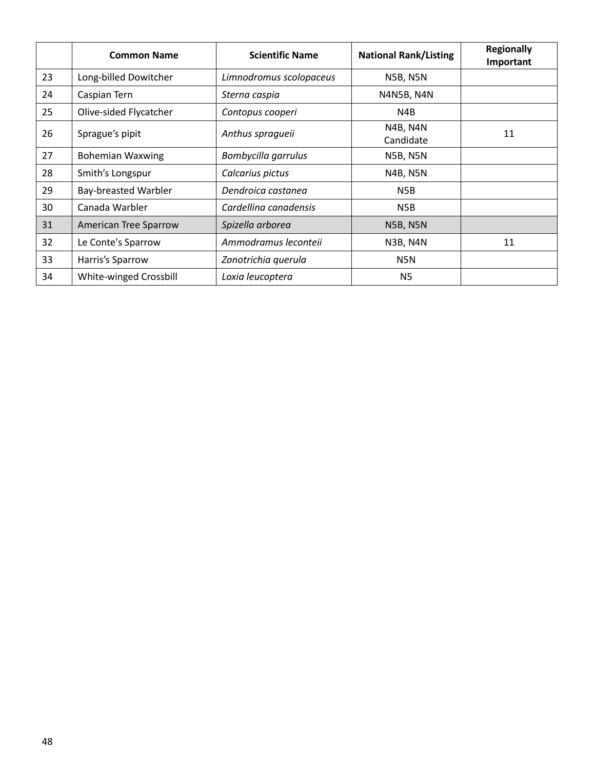|  | Common Name | Scientific Name | National Rank/Listing | Regionally Important |
|---|---|---|---|---|
| 23 | Long-billed Dowitcher | *Limnodromus scolopaceus* | N5B, N5N |  |
| 24 | Caspian Tern | *Sterna caspia* | N4N5B, N4N |  |
| 25 | Olive-sided Flycatcher | *Contopus cooperi* | N4B |  |
| 26 | Sprague's pipit | *Anthus spragueii* | N4B, N4N Candidate | 11 |
| 27 | Bohemian Waxwing | *Bombycilla garrulus* | N5B, N5N |  |
| 28 | Smith's Longspur | *Calcarius pictus* | N4B, N5N |  |
| 29 | Bay-breasted Warbler | *Dendroica castanea* | N5B |  |
| 30 | Canada Warbler | *Cardellina canadensis* | N5B |  |
| 31 | American Tree Sparrow | *Spizella arborea* | N5B, N5N |  |
| 32 | Le Conte's Sparrow | *Ammodramus leconteii* | N3B, N4N | 11 |
| 33 | Harris's Sparrow | *Zonotrichia querula* | N5N |  |
| 34 | White-winged Crossbill | *Loxia leucoptera* | N5 |  |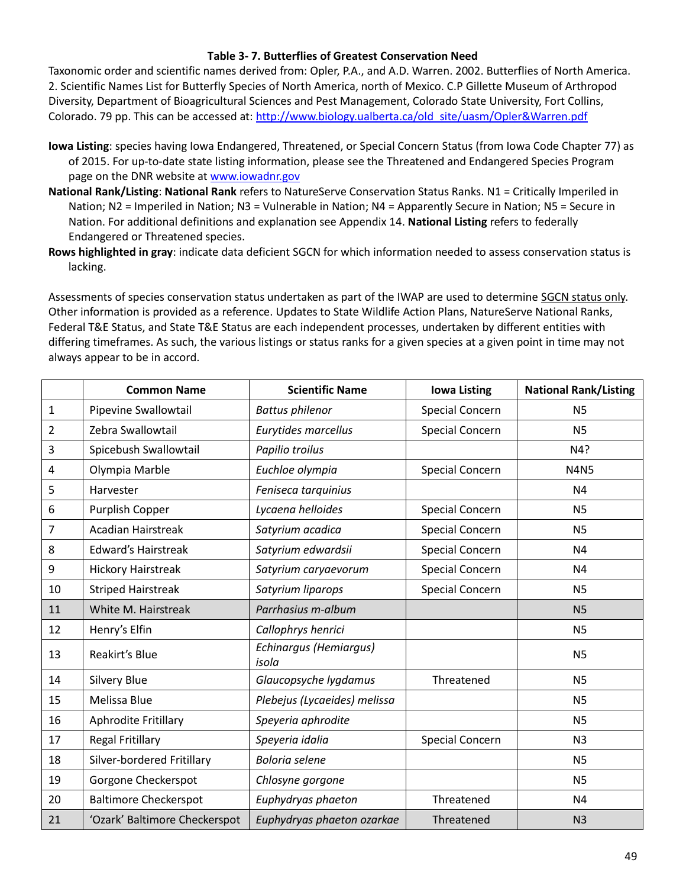**Table 3- 7. Butterflies of Greatest Conservation Need**

Taxonomic order and scientific names derived from: Opler, P.A., and A.D. Warren. 2002. Butterflies of North America. 2. Scientific Names List for Butterfly Species of North America, north of Mexico. C.P Gillette Museum of Arthropod Diversity, Department of Bioagricultural Sciences and Pest Management, Colorado State University, Fort Collins, Colorado. 79 pp. This can be accessed at: [http://www.biology.ualberta.ca/old_site/uasm/Opler&Warren.pdf](http://www.biology.ualberta.ca/old_site/uasm/Opler&Warren.pdf)

**Iowa Listing**: species having Iowa Endangered, Threatened, or Special Concern Status (from Iowa Code Chapter 77) as of 2015. For up-to-date state listing information, please see the Threatened and Endangered Species Program page on the DNR website at [www.iowadnr.gov](www.iowadnr.gov)

**National Rank/Listing**: **National Rank** refers to NatureServe Conservation Status Ranks. N1 = Critically Imperiled in Nation; N2 = Imperiled in Nation; N3 = Vulnerable in Nation; N4 = Apparently Secure in Nation; N5 = Secure in Nation. For additional definitions and explanation see Appendix 14. **National Listing** refers to federally Endangered or Threatened species.

**Rows highlighted in gray**: indicate data deficient SGCN for which information needed to assess conservation status is lacking.

Assessments of species conservation status undertaken as part of the IWAP are used to determine SGCN status only. Other information is provided as a reference. Updates to State Wildlife Action Plans, NatureServe National Ranks, Federal T&E Status, and State T&E Status are each independent processes, undertaken by different entities with differing timeframes. As such, the various listings or status ranks for a given species at a given point in time may not always appear to be in accord.

| | Common Name | Scientific Name | Iowa Listing | National Rank/Listing |
|---|---|---|---|---|
| 1 | Pipevine Swallowtail | *Battus philenor* | Special Concern | N5 |
| 2 | Zebra Swallowtail | *Eurytides marcellus* | Special Concern | N5 |
| 3 | Spicebush Swallowtail | *Papilio troilus* | | N4? |
| 4 | Olympia Marble | *Euchloe olympia* | Special Concern | N4N5 |
| 5 | Harvester | *Feniseca tarquinius* | | N4 |
| 6 | Purplish Copper | *Lycaena helloides* | Special Concern | N5 |
| 7 | Acadian Hairstreak | *Satyrium acadica* | Special Concern | N5 |
| 8 | Edward's Hairstreak | *Satyrium edwardsii* | Special Concern | N4 |
| 9 | Hickory Hairstreak | *Satyrium caryaevorum* | Special Concern | N4 |
| 10 | Striped Hairstreak | *Satyrium liparops* | Special Concern | N5 |
| 11 | White M. Hairstreak | *Parrhasius m-album* | | N5 |
| 12 | Henry's Elfin | *Callophrys henrici* | | N5 |
| 13 | Reakirt's Blue | *Echinargus (Hemiargus) isola* | | N5 |
| 14 | Silvery Blue | *Glaucopsyche lygdamus* | Threatened | N5 |
| 15 | Melissa Blue | *Plebejus (Lycaeides) melissa* | | N5 |
| 16 | Aphrodite Fritillary | *Speyeria aphrodite* | | N5 |
| 17 | Regal Fritillary | *Speyeria idalia* | Special Concern | N3 |
| 18 | Silver-bordered Fritillary | *Boloria selene* | | N5 |
| 19 | Gorgone Checkerspot | *Chlosyne gorgone* | | N5 |
| 20 | Baltimore Checkerspot | *Euphydryas phaeton* | Threatened | N4 |
| 21 | 'Ozark' Baltimore Checkerspot | *Euphydryas phaeton ozarkae* | Threatened | N3 |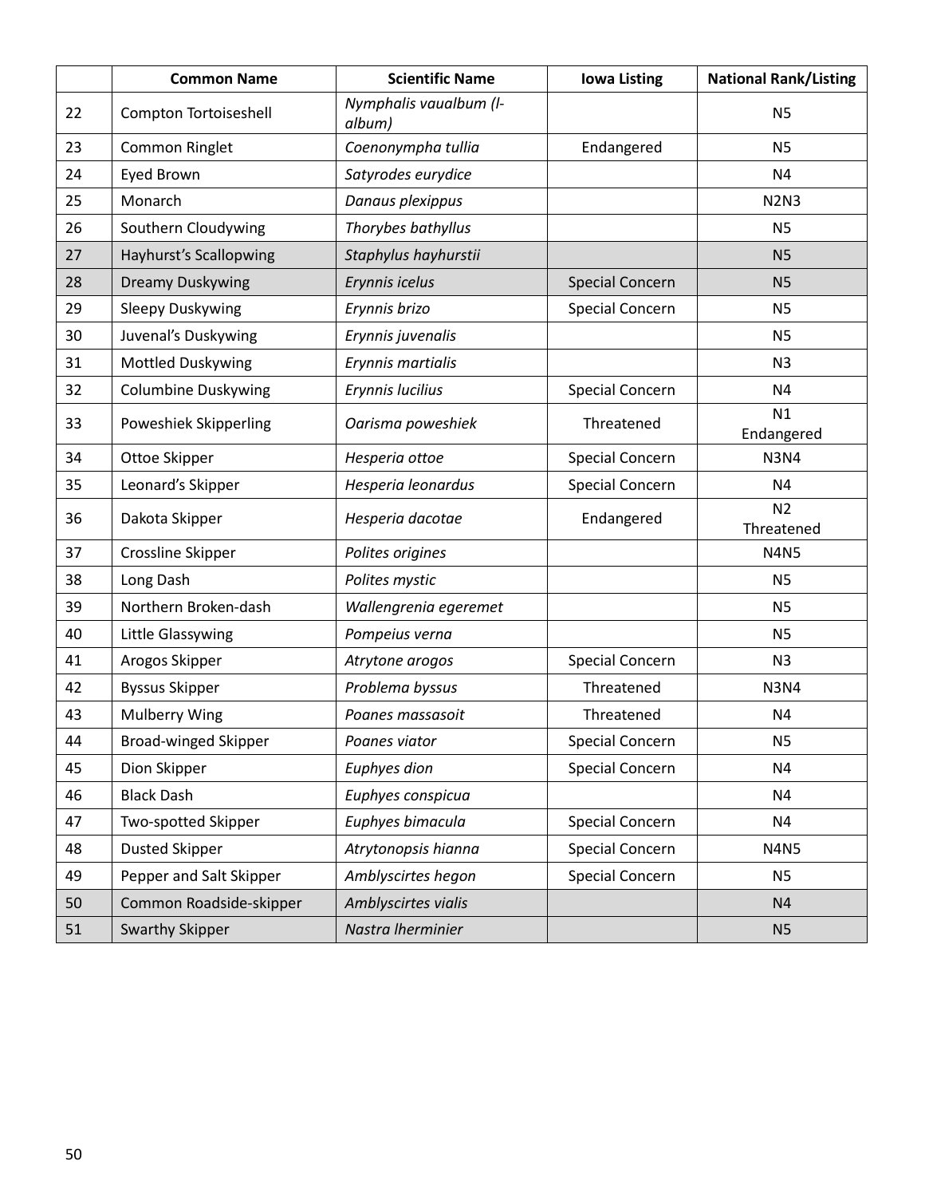|  | Common Name | Scientific Name | Iowa Listing | National Rank/Listing |
|---|---|---|---|---|
| 22 | Compton Tortoiseshell | *Nymphalis vaualbum (l-album)* |  | N5 |
| 23 | Common Ringlet | *Coenonympha tullia* | Endangered | N5 |
| 24 | Eyed Brown | *Satyrodes eurydice* |  | N4 |
| 25 | Monarch | *Danaus plexippus* |  | N2N3 |
| 26 | Southern Cloudywing | *Thorybes bathyllus* |  | N5 |
| 27 | Hayhurst's Scallopwing | *Staphylus hayhurstii* |  | N5 |
| 28 | Dreamy Duskywing | *Erynnis icelus* | Special Concern | N5 |
| 29 | Sleepy Duskywing | *Erynnis brizo* | Special Concern | N5 |
| 30 | Juvenal's Duskywing | *Erynnis juvenalis* |  | N5 |
| 31 | Mottled Duskywing | *Erynnis martialis* |  | N3 |
| 32 | Columbine Duskywing | *Erynnis lucilius* | Special Concern | N4 |
| 33 | Poweshiek Skipperling | *Oarisma poweshiek* | Threatened | N1 Endangered |
| 34 | Ottoe Skipper | *Hesperia ottoe* | Special Concern | N3N4 |
| 35 | Leonard's Skipper | *Hesperia leonardus* | Special Concern | N4 |
| 36 | Dakota Skipper | *Hesperia dacotae* | Endangered | N2 Threatened |
| 37 | Crossline Skipper | *Polites origines* |  | N4N5 |
| 38 | Long Dash | *Polites mystic* |  | N5 |
| 39 | Northern Broken-dash | *Wallengrenia egeremet* |  | N5 |
| 40 | Little Glassywing | *Pompeius verna* |  | N5 |
| 41 | Arogos Skipper | *Atrytone arogos* | Special Concern | N3 |
| 42 | Byssus Skipper | *Problema byssus* | Threatened | N3N4 |
| 43 | Mulberry Wing | *Poanes massasoit* | Threatened | N4 |
| 44 | Broad-winged Skipper | *Poanes viator* | Special Concern | N5 |
| 45 | Dion Skipper | *Euphyes dion* | Special Concern | N4 |
| 46 | Black Dash | *Euphyes conspicua* |  | N4 |
| 47 | Two-spotted Skipper | *Euphyes bimacula* | Special Concern | N4 |
| 48 | Dusted Skipper | *Atrytonopsis hianna* | Special Concern | N4N5 |
| 49 | Pepper and Salt Skipper | *Amblyscirtes hegon* | Special Concern | N5 |
| 50 | Common Roadside-skipper | *Amblyscirtes vialis* |  | N4 |
| 51 | Swarthy Skipper | *Nastra lherminier* |  | N5 |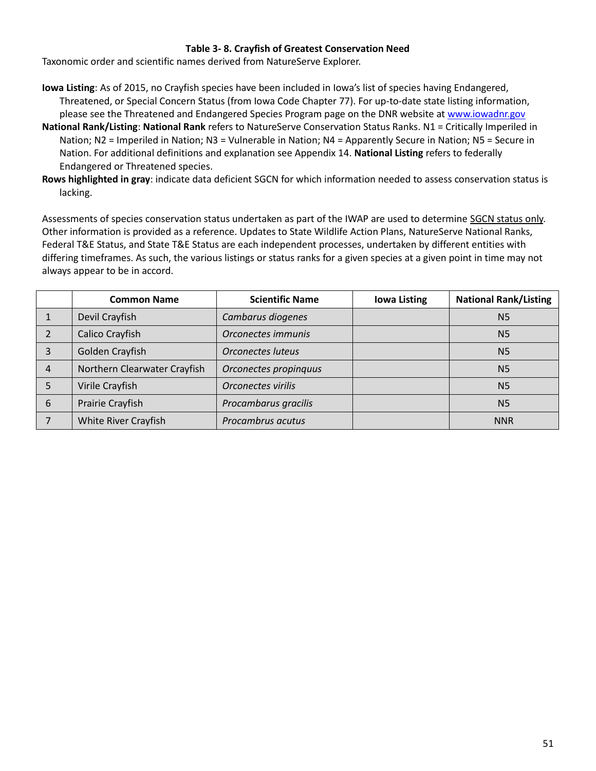**Table 3- 8. Crayfish of Greatest Conservation Need**

Taxonomic order and scientific names derived from NatureServe Explorer.

**Iowa Listing**: As of 2015, no Crayfish species have been included in Iowa's list of species having Endangered, Threatened, or Special Concern Status (from Iowa Code Chapter 77). For up-to-date state listing information, please see the Threatened and Endangered Species Program page on the DNR website at www.iowadnr.gov

**National Rank/Listing**: **National Rank** refers to NatureServe Conservation Status Ranks. N1 = Critically Imperiled in Nation; N2 = Imperiled in Nation; N3 = Vulnerable in Nation; N4 = Apparently Secure in Nation; N5 = Secure in Nation. For additional definitions and explanation see Appendix 14. **National Listing** refers to federally Endangered or Threatened species.

**Rows highlighted in gray**: indicate data deficient SGCN for which information needed to assess conservation status is lacking.

Assessments of species conservation status undertaken as part of the IWAP are used to determine SGCN status only. Other information is provided as a reference. Updates to State Wildlife Action Plans, NatureServe National Ranks, Federal T&E Status, and State T&E Status are each independent processes, undertaken by different entities with differing timeframes. As such, the various listings or status ranks for a given species at a given point in time may not always appear to be in accord.

| | Common Name | Scientific Name | Iowa Listing | National Rank/Listing |
|---|---|---|---|---|
| 1 | Devil Crayfish | *Cambarus diogenes* | | N5 |
| 2 | Calico Crayfish | *Orconectes immunis* | | N5 |
| 3 | Golden Crayfish | *Orconectes luteus* | | N5 |
| 4 | Northern Clearwater Crayfish | *Orconectes propinquus* | | N5 |
| 5 | Virile Crayfish | *Orconectes virilis* | | N5 |
| 6 | Prairie Crayfish | *Procambarus gracilis* | | N5 |
| 7 | White River Crayfish | *Procambrus acutus* | | NNR |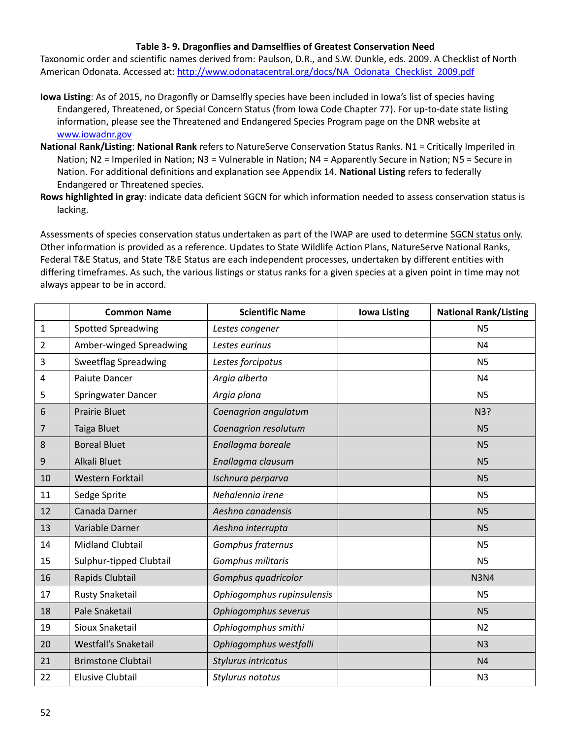### Table 3- 9. Dragonflies and Damselflies of Greatest Conservation Need

Taxonomic order and scientific names derived from: Paulson, D.R., and S.W. Dunkle, eds. 2009. A Checklist of North American Odonata. Accessed at: http://www.odonatacentral.org/docs/NA_Odonata_Checklist_2009.pdf

**Iowa Listing**: As of 2015, no Dragonfly or Damselfly species have been included in Iowa's list of species having Endangered, Threatened, or Special Concern Status (from Iowa Code Chapter 77). For up-to-date state listing information, please see the Threatened and Endangered Species Program page on the DNR website at www.iowadnr.gov

**National Rank/Listing**: **National Rank** refers to NatureServe Conservation Status Ranks. N1 = Critically Imperiled in Nation; N2 = Imperiled in Nation; N3 = Vulnerable in Nation; N4 = Apparently Secure in Nation; N5 = Secure in Nation. For additional definitions and explanation see Appendix 14. **National Listing** refers to federally Endangered or Threatened species.

**Rows highlighted in gray**: indicate data deficient SGCN for which information needed to assess conservation status is lacking.

Assessments of species conservation status undertaken as part of the IWAP are used to determine SGCN status only. Other information is provided as a reference. Updates to State Wildlife Action Plans, NatureServe National Ranks, Federal T&E Status, and State T&E Status are each independent processes, undertaken by different entities with differing timeframes. As such, the various listings or status ranks for a given species at a given point in time may not always appear to be in accord.

| | Common Name | Scientific Name | Iowa Listing | National Rank/Listing |
|---|---|---|---|---|
| 1 | Spotted Spreadwing | *Lestes congener* | | N5 |
| 2 | Amber-winged Spreadwing | *Lestes eurinus* | | N4 |
| 3 | Sweetflag Spreadwing | *Lestes forcipatus* | | N5 |
| 4 | Paiute Dancer | *Argia alberta* | | N4 |
| 5 | Springwater Dancer | *Argia plana* | | N5 |
| 6 | Prairie Bluet | *Coenagrion angulatum* | | N3? |
| 7 | Taiga Bluet | *Coenagrion resolutum* | | N5 |
| 8 | Boreal Bluet | *Enallagma boreale* | | N5 |
| 9 | Alkali Bluet | *Enallagma clausum* | | N5 |
| 10 | Western Forktail | *Ischnura perparva* | | N5 |
| 11 | Sedge Sprite | *Nehalennia irene* | | N5 |
| 12 | Canada Darner | *Aeshna canadensis* | | N5 |
| 13 | Variable Darner | *Aeshna interrupta* | | N5 |
| 14 | Midland Clubtail | *Gomphus fraternus* | | N5 |
| 15 | Sulphur-tipped Clubtail | *Gomphus militaris* | | N5 |
| 16 | Rapids Clubtail | *Gomphus quadricolor* | | N3N4 |
| 17 | Rusty Snaketail | *Ophiogomphus rupinsulensis* | | N5 |
| 18 | Pale Snaketail | *Ophiogomphus severus* | | N5 |
| 19 | Sioux Snaketail | *Ophiogomphus smithi* | | N2 |
| 20 | Westfall's Snaketail | *Ophiogomphus westfalli* | | N3 |
| 21 | Brimstone Clubtail | *Stylurus intricatus* | | N4 |
| 22 | Elusive Clubtail | *Stylurus notatus* | | N3 |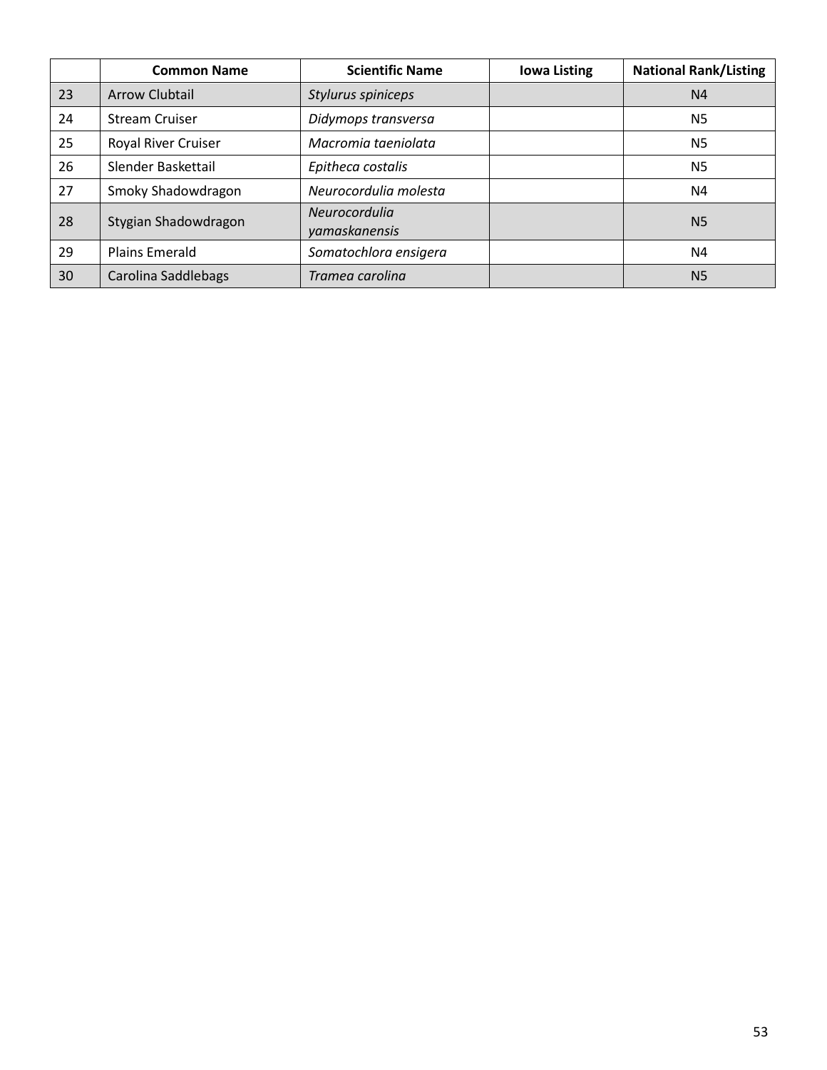| | Common Name | Scientific Name | Iowa Listing | National Rank/Listing |
|---|---|---|---|---|
| 23 | Arrow Clubtail | *Stylurus spiniceps* | | N4 |
| 24 | Stream Cruiser | *Didymops transversa* | | N5 |
| 25 | Royal River Cruiser | *Macromia taeniolata* | | N5 |
| 26 | Slender Baskettail | *Epitheca costalis* | | N5 |
| 27 | Smoky Shadowdragon | *Neurocordulia molesta* | | N4 |
| 28 | Stygian Shadowdragon | *Neurocordulia yamaskanensis* | | N5 |
| 29 | Plains Emerald | *Somatochlora ensigera* | | N4 |
| 30 | Carolina Saddlebags | *Tramea carolina* | | N5 |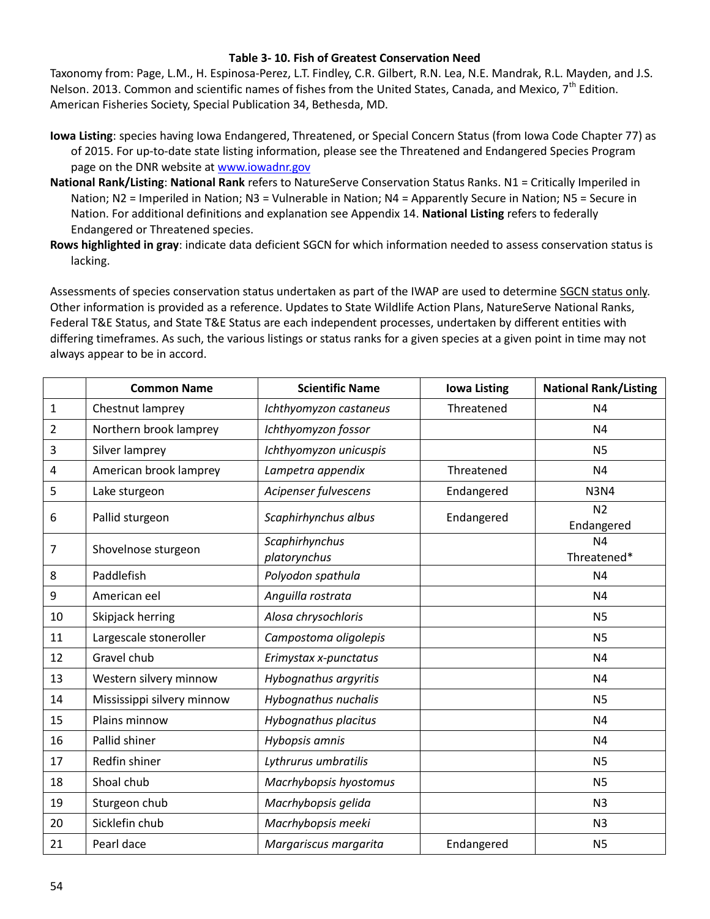**Table 3- 10. Fish of Greatest Conservation Need**

Taxonomy from: Page, L.M., H. Espinosa-Perez, L.T. Findley, C.R. Gilbert, R.N. Lea, N.E. Mandrak, R.L. Mayden, and J.S. Nelson. 2013. Common and scientific names of fishes from the United States, Canada, and Mexico, 7th Edition. American Fisheries Society, Special Publication 34, Bethesda, MD.

**Iowa Listing**: species having Iowa Endangered, Threatened, or Special Concern Status (from Iowa Code Chapter 77) as of 2015. For up-to-date state listing information, please see the Threatened and Endangered Species Program page on the DNR website at www.iowadnr.gov

**National Rank/Listing**: **National Rank** refers to NatureServe Conservation Status Ranks. N1 = Critically Imperiled in Nation; N2 = Imperiled in Nation; N3 = Vulnerable in Nation; N4 = Apparently Secure in Nation; N5 = Secure in Nation. For additional definitions and explanation see Appendix 14. **National Listing** refers to federally Endangered or Threatened species.

**Rows highlighted in gray**: indicate data deficient SGCN for which information needed to assess conservation status is lacking.

Assessments of species conservation status undertaken as part of the IWAP are used to determine SGCN status only. Other information is provided as a reference. Updates to State Wildlife Action Plans, NatureServe National Ranks, Federal T&E Status, and State T&E Status are each independent processes, undertaken by different entities with differing timeframes. As such, the various listings or status ranks for a given species at a given point in time may not always appear to be in accord.

| | Common Name | Scientific Name | Iowa Listing | National Rank/Listing |
|---|---|---|---|---|
| 1 | Chestnut lamprey | *Ichthyomyzon castaneus* | Threatened | N4 |
| 2 | Northern brook lamprey | *Ichthyomyzon fossor* | | N4 |
| 3 | Silver lamprey | *Ichthyomyzon unicuspis* | | N5 |
| 4 | American brook lamprey | *Lampetra appendix* | Threatened | N4 |
| 5 | Lake sturgeon | *Acipenser fulvescens* | Endangered | N3N4 |
| 6 | Pallid sturgeon | *Scaphirhynchus albus* | Endangered | N2 Endangered |
| 7 | Shovelnose sturgeon | *Scaphirhynchus platorynchus* | | N4 Threatened* |
| 8 | Paddlefish | *Polyodon spathula* | | N4 |
| 9 | American eel | *Anguilla rostrata* | | N4 |
| 10 | Skipjack herring | *Alosa chrysochloris* | | N5 |
| 11 | Largescale stoneroller | *Campostoma oligolepis* | | N5 |
| 12 | Gravel chub | *Erimystax x-punctatus* | | N4 |
| 13 | Western silvery minnow | *Hybognathus argyritis* | | N4 |
| 14 | Mississippi silvery minnow | *Hybognathus nuchalis* | | N5 |
| 15 | Plains minnow | *Hybognathus placitus* | | N4 |
| 16 | Pallid shiner | *Hybopsis amnis* | | N4 |
| 17 | Redfin shiner | *Lythrurus umbratilis* | | N5 |
| 18 | Shoal chub | *Macrhybopsis hyostomus* | | N5 |
| 19 | Sturgeon chub | *Macrhybopsis gelida* | | N3 |
| 20 | Sicklefin chub | *Macrhybopsis meeki* | | N3 |
| 21 | Pearl dace | *Margariscus margarita* | Endangered | N5 |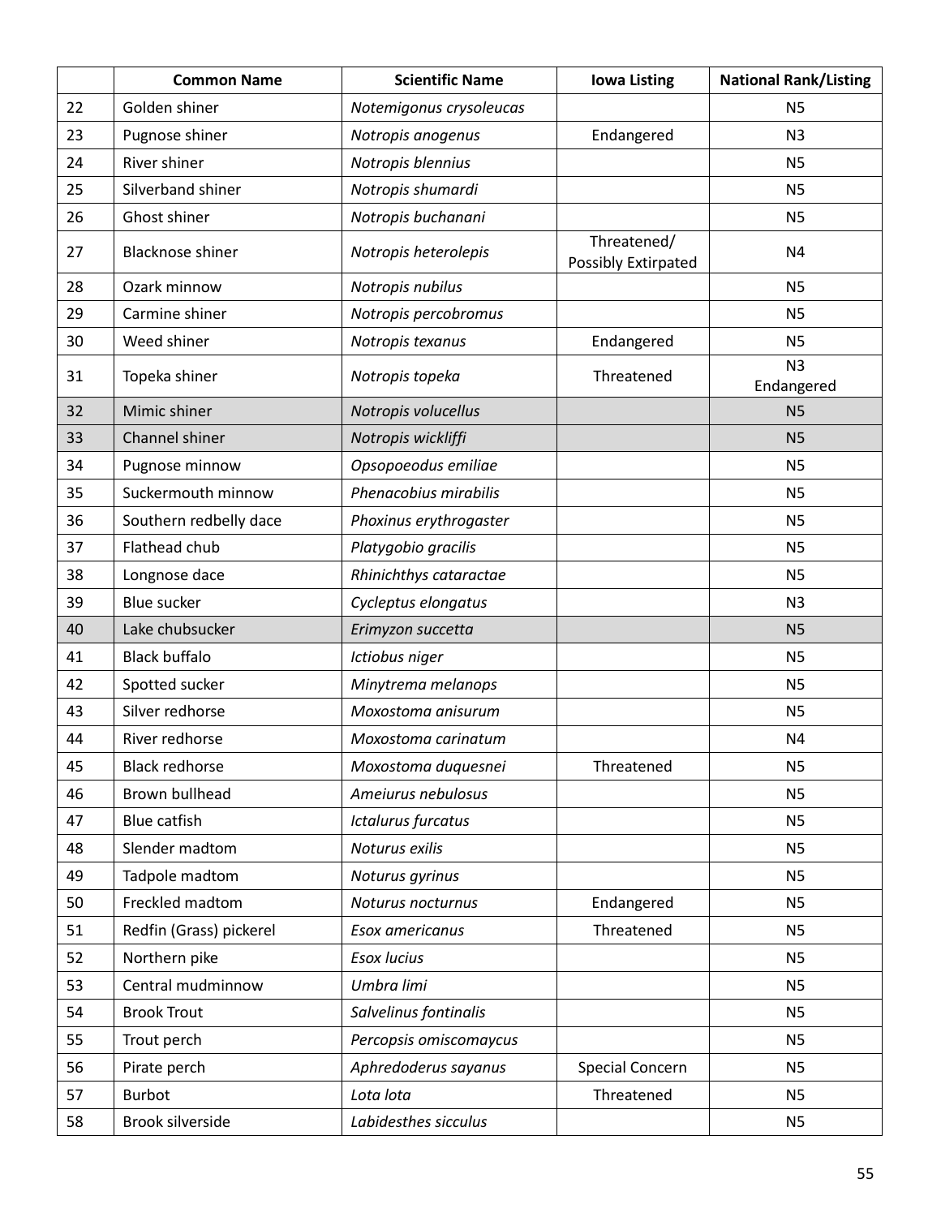| | Common Name | Scientific Name | Iowa Listing | National Rank/Listing |
|---|---|---|---|---|
| 22 | Golden shiner | *Notemigonus crysoleucas* | | N5 |
| 23 | Pugnose shiner | *Notropis anogenus* | Endangered | N3 |
| 24 | River shiner | *Notropis blennius* | | N5 |
| 25 | Silverband shiner | *Notropis shumardi* | | N5 |
| 26 | Ghost shiner | *Notropis buchanani* | | N5 |
| 27 | Blacknose shiner | *Notropis heterolepis* | Threatened/ Possibly Extirpated | N4 |
| 28 | Ozark minnow | *Notropis nubilus* | | N5 |
| 29 | Carmine shiner | *Notropis percobromus* | | N5 |
| 30 | Weed shiner | *Notropis texanus* | Endangered | N5 |
| 31 | Topeka shiner | *Notropis topeka* | Threatened | N3 Endangered |
| 32 | Mimic shiner | *Notropis volucellus* | | N5 |
| 33 | Channel shiner | *Notropis wickliffi* | | N5 |
| 34 | Pugnose minnow | *Opsopoeodus emiliae* | | N5 |
| 35 | Suckermouth minnow | *Phenacobius mirabilis* | | N5 |
| 36 | Southern redbelly dace | *Phoxinus erythrogaster* | | N5 |
| 37 | Flathead chub | *Platygobio gracilis* | | N5 |
| 38 | Longnose dace | *Rhinichthys cataractae* | | N5 |
| 39 | Blue sucker | *Cycleptus elongatus* | | N3 |
| 40 | Lake chubsucker | *Erimyzon succetta* | | N5 |
| 41 | Black buffalo | *Ictiobus niger* | | N5 |
| 42 | Spotted sucker | *Minytrema melanops* | | N5 |
| 43 | Silver redhorse | *Moxostoma anisurum* | | N5 |
| 44 | River redhorse | *Moxostoma carinatum* | | N4 |
| 45 | Black redhorse | *Moxostoma duquesnei* | Threatened | N5 |
| 46 | Brown bullhead | *Ameiurus nebulosus* | | N5 |
| 47 | Blue catfish | *Ictalurus furcatus* | | N5 |
| 48 | Slender madtom | *Noturus exilis* | | N5 |
| 49 | Tadpole madtom | *Noturus gyrinus* | | N5 |
| 50 | Freckled madtom | *Noturus nocturnus* | Endangered | N5 |
| 51 | Redfin (Grass) pickerel | *Esox americanus* | Threatened | N5 |
| 52 | Northern pike | *Esox lucius* | | N5 |
| 53 | Central mudminnow | *Umbra limi* | | N5 |
| 54 | Brook Trout | *Salvelinus fontinalis* | | N5 |
| 55 | Trout perch | *Percopsis omiscomaycus* | | N5 |
| 56 | Pirate perch | *Aphredoderus sayanus* | Special Concern | N5 |
| 57 | Burbot | *Lota lota* | Threatened | N5 |
| 58 | Brook silverside | *Labidesthes sicculus* | | N5 |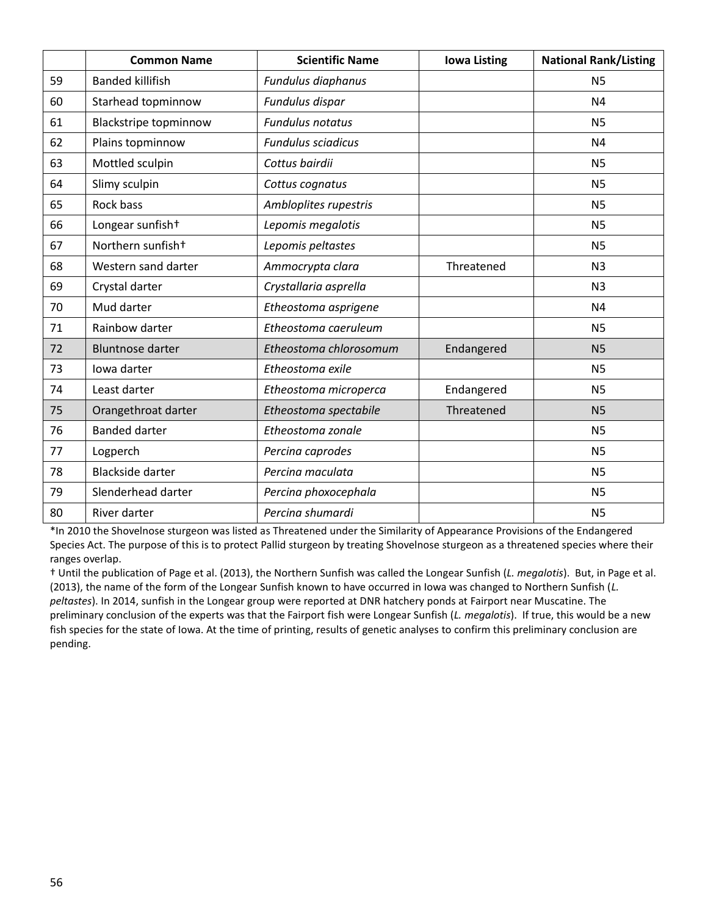| | Common Name | Scientific Name | Iowa Listing | National Rank/Listing |
|---|---|---|---|---|
| 59 | Banded killifish | *Fundulus diaphanus* | | N5 |
| 60 | Starhead topminnow | *Fundulus dispar* | | N4 |
| 61 | Blackstripe topminnow | *Fundulus notatus* | | N5 |
| 62 | Plains topminnow | *Fundulus sciadicus* | | N4 |
| 63 | Mottled sculpin | *Cottus bairdii* | | N5 |
| 64 | Slimy sculpin | *Cottus cognatus* | | N5 |
| 65 | Rock bass | *Ambloplites rupestris* | | N5 |
| 66 | Longear sunfish† | *Lepomis megalotis* | | N5 |
| 67 | Northern sunfish† | *Lepomis peltastes* | | N5 |
| 68 | Western sand darter | *Ammocrypta clara* | Threatened | N3 |
| 69 | Crystal darter | *Crystallaria asprella* | | N3 |
| 70 | Mud darter | *Etheostoma asprigene* | | N4 |
| 71 | Rainbow darter | *Etheostoma caeruleum* | | N5 |
| 72 | Bluntnose darter | *Etheostoma chlorosomum* | Endangered | N5 |
| 73 | Iowa darter | *Etheostoma exile* | | N5 |
| 74 | Least darter | *Etheostoma microperca* | Endangered | N5 |
| 75 | Orangethroat darter | *Etheostoma spectabile* | Threatened | N5 |
| 76 | Banded darter | *Etheostoma zonale* | | N5 |
| 77 | Logperch | *Percina caprodes* | | N5 |
| 78 | Blackside darter | *Percina maculata* | | N5 |
| 79 | Slenderhead darter | *Percina phoxocephala* | | N5 |
| 80 | River darter | *Percina shumardi* | | N5 |

*In 2010 the Shovelnose sturgeon was listed as Threatened under the Similarity of Appearance Provisions of the Endangered Species Act. The purpose of this is to protect Pallid sturgeon by treating Shovelnose sturgeon as a threatened species where their ranges overlap.

† Until the publication of Page et al. (2013), the Northern Sunfish was called the Longear Sunfish (*L. megalotis*). But, in Page et al. (2013), the name of the form of the Longear Sunfish known to have occurred in Iowa was changed to Northern Sunfish (*L. peltastes*). In 2014, sunfish in the Longear group were reported at DNR hatchery ponds at Fairport near Muscatine. The preliminary conclusion of the experts was that the Fairport fish were Longear Sunfish (*L. megalotis*). If true, this would be a new fish species for the state of Iowa. At the time of printing, results of genetic analyses to confirm this preliminary conclusion are pending.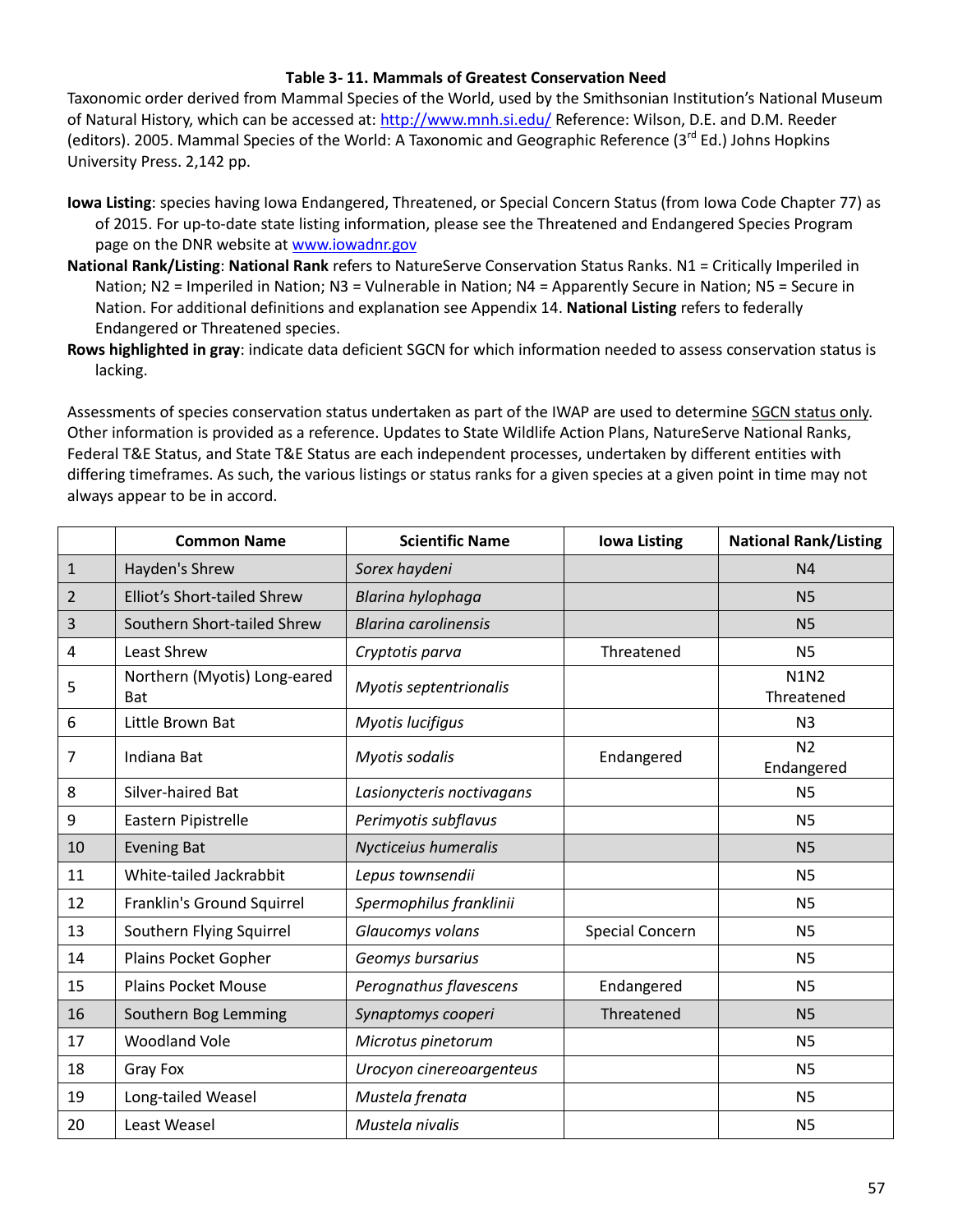**Table 3- 11. Mammals of Greatest Conservation Need**

Taxonomic order derived from Mammal Species of the World, used by the Smithsonian Institution's National Museum of Natural History, which can be accessed at: http://www.mnh.si.edu/ Reference: Wilson, D.E. and D.M. Reeder (editors). 2005. Mammal Species of the World: A Taxonomic and Geographic Reference (3rd Ed.) Johns Hopkins University Press. 2,142 pp.

**Iowa Listing**: species having Iowa Endangered, Threatened, or Special Concern Status (from Iowa Code Chapter 77) as of 2015. For up-to-date state listing information, please see the Threatened and Endangered Species Program page on the DNR website at www.iowadnr.gov

**National Rank/Listing**: **National Rank** refers to NatureServe Conservation Status Ranks. N1 = Critically Imperiled in Nation; N2 = Imperiled in Nation; N3 = Vulnerable in Nation; N4 = Apparently Secure in Nation; N5 = Secure in Nation. For additional definitions and explanation see Appendix 14. **National Listing** refers to federally Endangered or Threatened species.

**Rows highlighted in gray**: indicate data deficient SGCN for which information needed to assess conservation status is lacking.

Assessments of species conservation status undertaken as part of the IWAP are used to determine SGCN status only. Other information is provided as a reference. Updates to State Wildlife Action Plans, NatureServe National Ranks, Federal T&E Status, and State T&E Status are each independent processes, undertaken by different entities with differing timeframes. As such, the various listings or status ranks for a given species at a given point in time may not always appear to be in accord.

| | Common Name | Scientific Name | Iowa Listing | National Rank/Listing |
|---|---|---|---|---|
| 1 | Hayden's Shrew | *Sorex haydeni* | | N4 |
| 2 | Elliot's Short-tailed Shrew | *Blarina hylophaga* | | N5 |
| 3 | Southern Short-tailed Shrew | *Blarina carolinensis* | | N5 |
| 4 | Least Shrew | *Cryptotis parva* | Threatened | N5 |
| 5 | Northern (Myotis) Long-eared Bat | *Myotis septentrionalis* | | N1N2 Threatened |
| 6 | Little Brown Bat | *Myotis lucifigus* | | N3 |
| 7 | Indiana Bat | *Myotis sodalis* | Endangered | N2 Endangered |
| 8 | Silver-haired Bat | *Lasionycteris noctivagans* | | N5 |
| 9 | Eastern Pipistrelle | *Perimyotis subflavus* | | N5 |
| 10 | Evening Bat | *Nycticeius humeralis* | | N5 |
| 11 | White-tailed Jackrabbit | *Lepus townsendii* | | N5 |
| 12 | Franklin's Ground Squirrel | *Spermophilus franklinii* | | N5 |
| 13 | Southern Flying Squirrel | *Glaucomys volans* | Special Concern | N5 |
| 14 | Plains Pocket Gopher | *Geomys bursarius* | | N5 |
| 15 | Plains Pocket Mouse | *Perognathus flavescens* | Endangered | N5 |
| 16 | Southern Bog Lemming | *Synaptomys cooperi* | Threatened | N5 |
| 17 | Woodland Vole | *Microtus pinetorum* | | N5 |
| 18 | Gray Fox | *Urocyon cinereoargenteus* | | N5 |
| 19 | Long-tailed Weasel | *Mustela frenata* | | N5 |
| 20 | Least Weasel | *Mustela nivalis* | | N5 |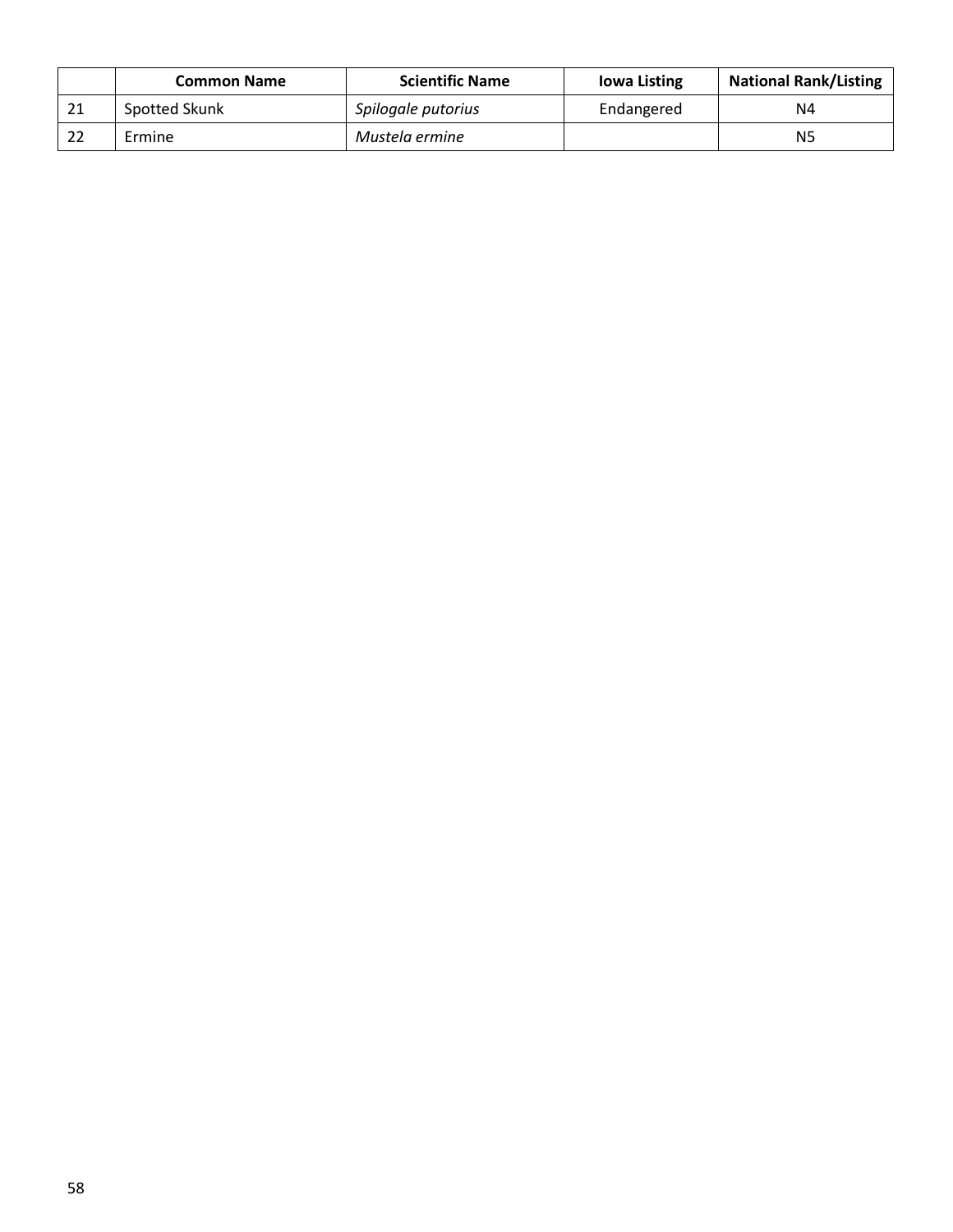| | Common Name | Scientific Name | Iowa Listing | National Rank/Listing |
|---|---|---|---|---|
| 21 | Spotted Skunk | *Spilogale putorius* | Endangered | N4 |
| 22 | Ermine | *Mustela ermine* | | N5 |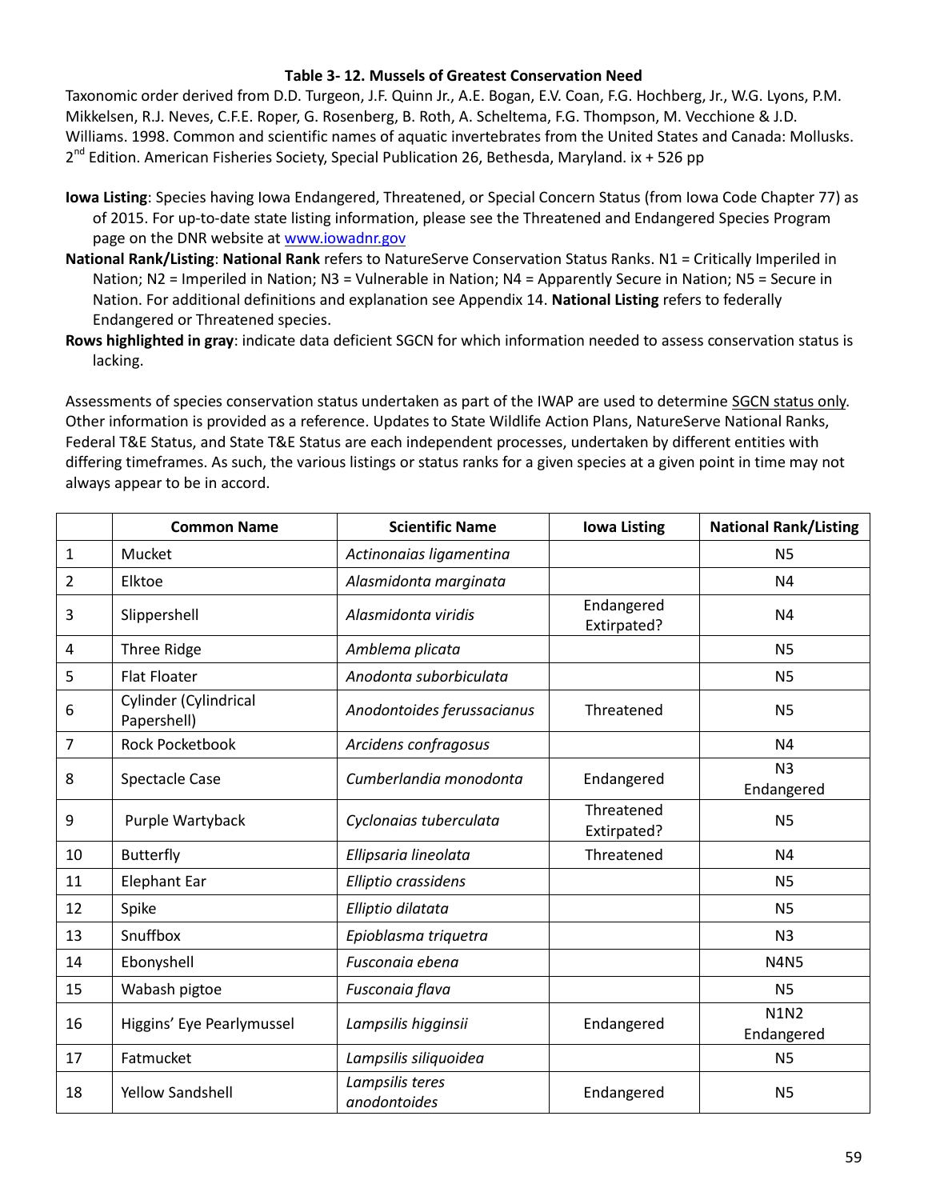**Table 3- 12. Mussels of Greatest Conservation Need**

Taxonomic order derived from D.D. Turgeon, J.F. Quinn Jr., A.E. Bogan, E.V. Coan, F.G. Hochberg, Jr., W.G. Lyons, P.M. Mikkelsen, R.J. Neves, C.F.E. Roper, G. Rosenberg, B. Roth, A. Scheltema, F.G. Thompson, M. Vecchione & J.D. Williams. 1998. Common and scientific names of aquatic invertebrates from the United States and Canada: Mollusks. 2nd Edition. American Fisheries Society, Special Publication 26, Bethesda, Maryland. ix + 526 pp

**Iowa Listing**: Species having Iowa Endangered, Threatened, or Special Concern Status (from Iowa Code Chapter 77) as of 2015. For up-to-date state listing information, please see the Threatened and Endangered Species Program page on the DNR website at www.iowadnr.gov

**National Rank/Listing**: **National Rank** refers to NatureServe Conservation Status Ranks. N1 = Critically Imperiled in Nation; N2 = Imperiled in Nation; N3 = Vulnerable in Nation; N4 = Apparently Secure in Nation; N5 = Secure in Nation. For additional definitions and explanation see Appendix 14. **National Listing** refers to federally Endangered or Threatened species.

**Rows highlighted in gray**: indicate data deficient SGCN for which information needed to assess conservation status is lacking.

Assessments of species conservation status undertaken as part of the IWAP are used to determine SGCN status only. Other information is provided as a reference. Updates to State Wildlife Action Plans, NatureServe National Ranks, Federal T&E Status, and State T&E Status are each independent processes, undertaken by different entities with differing timeframes. As such, the various listings or status ranks for a given species at a given point in time may not always appear to be in accord.

| | Common Name | Scientific Name | Iowa Listing | National Rank/Listing |
|---|---|---|---|---|
| 1 | Mucket | *Actinonaias ligamentina* | | N5 |
| 2 | Elktoe | *Alasmidonta marginata* | | N4 |
| 3 | Slippershell | *Alasmidonta viridis* | Endangered Extirpated? | N4 |
| 4 | Three Ridge | *Amblema plicata* | | N5 |
| 5 | Flat Floater | *Anodonta suborbiculata* | | N5 |
| 6 | Cylinder (Cylindrical Papershell) | *Anodontoides ferussacianus* | Threatened | N5 |
| 7 | Rock Pocketbook | *Arcidens confragosus* | | N4 |
| 8 | Spectacle Case | *Cumberlandia monodonta* | Endangered | N3 Endangered |
| 9 | Purple Wartyback | *Cyclonaias tuberculata* | Threatened Extirpated? | N5 |
| 10 | Butterfly | *Ellipsaria lineolata* | Threatened | N4 |
| 11 | Elephant Ear | *Elliptio crassidens* | | N5 |
| 12 | Spike | *Elliptio dilatata* | | N5 |
| 13 | Snuffbox | *Epioblasma triquetra* | | N3 |
| 14 | Ebonyshell | *Fusconaia ebena* | | N4N5 |
| 15 | Wabash pigtoe | *Fusconaia flava* | | N5 |
| 16 | Higgins' Eye Pearlymussel | *Lampsilis higginsii* | Endangered | N1N2 Endangered |
| 17 | Fatmucket | *Lampsilis siliquoidea* | | N5 |
| 18 | Yellow Sandshell | *Lampsilis teres anodontoides* | Endangered | N5 |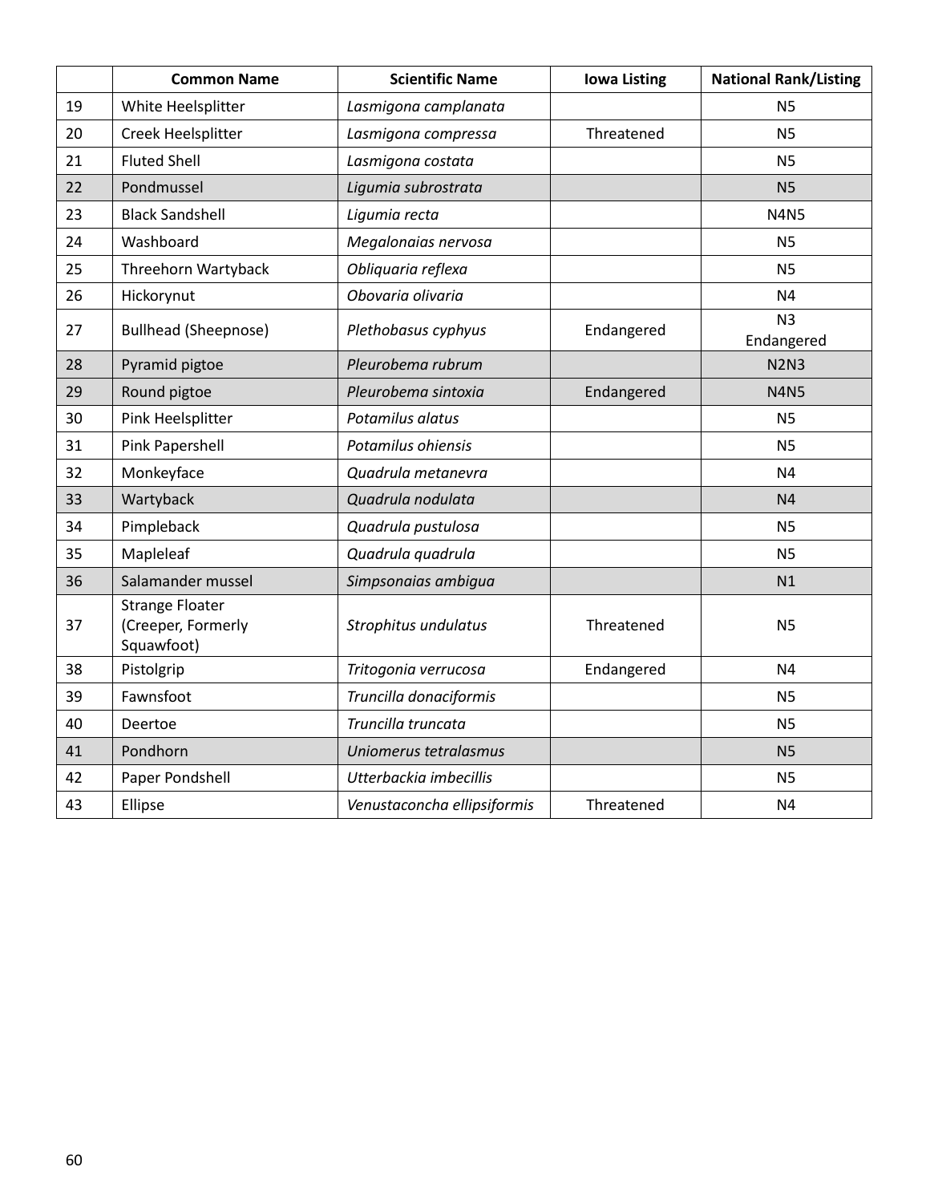| | Common Name | Scientific Name | Iowa Listing | National Rank/Listing |
|---|---|---|---|---|
| 19 | White Heelsplitter | *Lasmigona camplanata* | | N5 |
| 20 | Creek Heelsplitter | *Lasmigona compressa* | Threatened | N5 |
| 21 | Fluted Shell | *Lasmigona costata* | | N5 |
| 22 | Pondmussel | *Ligumia subrostrata* | | N5 |
| 23 | Black Sandshell | *Ligumia recta* | | N4N5 |
| 24 | Washboard | *Megalonaias nervosa* | | N5 |
| 25 | Threehorn Wartyback | *Obliquaria reflexa* | | N5 |
| 26 | Hickorynut | *Obovaria olivaria* | | N4 |
| 27 | Bullhead (Sheepnose) | *Plethobasus cyphyus* | Endangered | N3 Endangered |
| 28 | Pyramid pigtoe | *Pleurobema rubrum* | | N2N3 |
| 29 | Round pigtoe | *Pleurobema sintoxia* | Endangered | N4N5 |
| 30 | Pink Heelsplitter | *Potamilus alatus* | | N5 |
| 31 | Pink Papershell | *Potamilus ohiensis* | | N5 |
| 32 | Monkeyface | *Quadrula metanevra* | | N4 |
| 33 | Wartyback | *Quadrula nodulata* | | N4 |
| 34 | Pimpleback | *Quadrula pustulosa* | | N5 |
| 35 | Mapleleaf | *Quadrula quadrula* | | N5 |
| 36 | Salamander mussel | *Simpsonaias ambigua* | | N1 |
| 37 | Strange Floater (Creeper, Formerly Squawfoot) | *Strophitus undulatus* | Threatened | N5 |
| 38 | Pistolgrip | *Tritogonia verrucosa* | Endangered | N4 |
| 39 | Fawnsfoot | *Truncilla donaciformis* | | N5 |
| 40 | Deertoe | *Truncilla truncata* | | N5 |
| 41 | Pondhorn | *Uniomerus tetralasmus* | | N5 |
| 42 | Paper Pondshell | *Utterbackia imbecillis* | | N5 |
| 43 | Ellipse | *Venustaconcha ellipsiformis* | Threatened | N4 |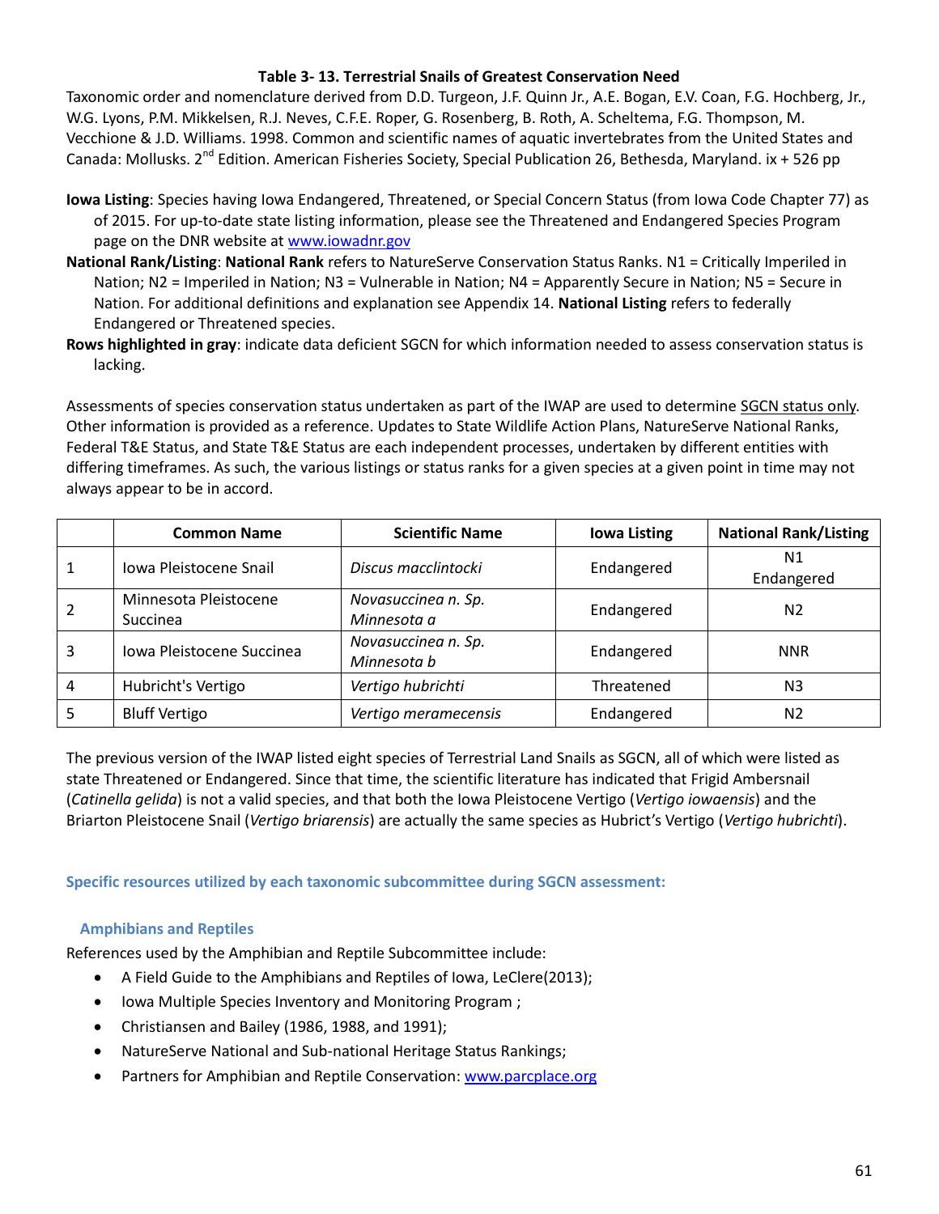**Table 3- 13. Terrestrial Snails of Greatest Conservation Need**

Taxonomic order and nomenclature derived from D.D. Turgeon, J.F. Quinn Jr., A.E. Bogan, E.V. Coan, F.G. Hochberg, Jr., W.G. Lyons, P.M. Mikkelsen, R.J. Neves, C.F.E. Roper, G. Rosenberg, B. Roth, A. Scheltema, F.G. Thompson, M. Vecchione & J.D. Williams. 1998. Common and scientific names of aquatic invertebrates from the United States and Canada: Mollusks. 2nd Edition. American Fisheries Society, Special Publication 26, Bethesda, Maryland. ix + 526 pp

**Iowa Listing**: Species having Iowa Endangered, Threatened, or Special Concern Status (from Iowa Code Chapter 77) as of 2015. For up-to-date state listing information, please see the Threatened and Endangered Species Program page on the DNR website at www.iowadnr.gov

**National Rank/Listing**: **National Rank** refers to NatureServe Conservation Status Ranks. N1 = Critically Imperiled in Nation; N2 = Imperiled in Nation; N3 = Vulnerable in Nation; N4 = Apparently Secure in Nation; N5 = Secure in Nation. For additional definitions and explanation see Appendix 14. **National Listing** refers to federally Endangered or Threatened species.

**Rows highlighted in gray**: indicate data deficient SGCN for which information needed to assess conservation status is lacking.

Assessments of species conservation status undertaken as part of the IWAP are used to determine SGCN status only. Other information is provided as a reference. Updates to State Wildlife Action Plans, NatureServe National Ranks, Federal T&E Status, and State T&E Status are each independent processes, undertaken by different entities with differing timeframes. As such, the various listings or status ranks for a given species at a given point in time may not always appear to be in accord.

| | Common Name | Scientific Name | Iowa Listing | National Rank/Listing |
|---|---|---|---|---|
| 1 | Iowa Pleistocene Snail | *Discus macclintocki* | Endangered | N1 Endangered |
| 2 | Minnesota Pleistocene Succinea | *Novasuccinea n. Sp. Minnesota a* | Endangered | N2 |
| 3 | Iowa Pleistocene Succinea | *Novasuccinea n. Sp. Minnesota b* | Endangered | NNR |
| 4 | Hubricht's Vertigo | *Vertigo hubrichti* | Threatened | N3 |
| 5 | Bluff Vertigo | *Vertigo meramecensis* | Endangered | N2 |

The previous version of the IWAP listed eight species of Terrestrial Land Snails as SGCN, all of which were listed as state Threatened or Endangered. Since that time, the scientific literature has indicated that Frigid Ambersnail (*Catinella gelida*) is not a valid species, and that both the Iowa Pleistocene Vertigo (*Vertigo iowaensis*) and the Briarton Pleistocene Snail (*Vertigo briarensis*) are actually the same species as Hubrict's Vertigo (*Vertigo hubrichti*).

## Specific resources utilized by each taxonomic subcommittee during SGCN assessment:

### Amphibians and Reptiles

References used by the Amphibian and Reptile Subcommittee include:

- A Field Guide to the Amphibians and Reptiles of Iowa, LeClere(2013);
- Iowa Multiple Species Inventory and Monitoring Program ;
- Christiansen and Bailey (1986, 1988, and 1991);
- NatureServe National and Sub-national Heritage Status Rankings;
- Partners for Amphibian and Reptile Conservation: www.parcplace.org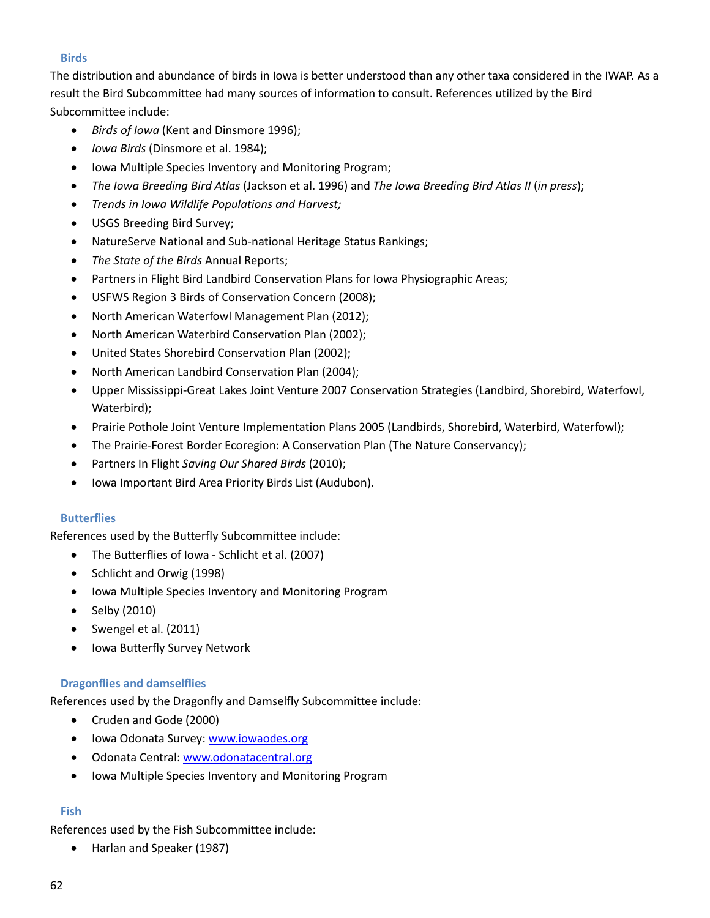### Birds

The distribution and abundance of birds in Iowa is better understood than any other taxa considered in the IWAP. As a result the Bird Subcommittee had many sources of information to consult. References utilized by the Bird Subcommittee include:

- *Birds of Iowa* (Kent and Dinsmore 1996);
- *Iowa Birds* (Dinsmore et al. 1984);
- Iowa Multiple Species Inventory and Monitoring Program;
- *The Iowa Breeding Bird Atlas* (Jackson et al. 1996) and *The Iowa Breeding Bird Atlas II* (*in press*);
- *Trends in Iowa Wildlife Populations and Harvest;*
- USGS Breeding Bird Survey;
- NatureServe National and Sub-national Heritage Status Rankings;
- *The State of the Birds* Annual Reports;
- Partners in Flight Bird Landbird Conservation Plans for Iowa Physiographic Areas;
- USFWS Region 3 Birds of Conservation Concern (2008);
- North American Waterfowl Management Plan (2012);
- North American Waterbird Conservation Plan (2002);
- United States Shorebird Conservation Plan (2002);
- North American Landbird Conservation Plan (2004);
- Upper Mississippi-Great Lakes Joint Venture 2007 Conservation Strategies (Landbird, Shorebird, Waterfowl, Waterbird);
- Prairie Pothole Joint Venture Implementation Plans 2005 (Landbirds, Shorebird, Waterbird, Waterfowl);
- The Prairie-Forest Border Ecoregion: A Conservation Plan (The Nature Conservancy);
- Partners In Flight *Saving Our Shared Birds* (2010);
- Iowa Important Bird Area Priority Birds List (Audubon).

### Butterflies

References used by the Butterfly Subcommittee include:

- The Butterflies of Iowa - Schlicht et al. (2007)
- Schlicht and Orwig (1998)
- Iowa Multiple Species Inventory and Monitoring Program
- Selby (2010)
- Swengel et al. (2011)
- Iowa Butterfly Survey Network

### Dragonflies and damselflies

References used by the Dragonfly and Damselfly Subcommittee include:

- Cruden and Gode (2000)
- Iowa Odonata Survey: www.iowaodes.org
- Odonata Central: www.odonatacentral.org
- Iowa Multiple Species Inventory and Monitoring Program

### Fish

References used by the Fish Subcommittee include:

- Harlan and Speaker (1987)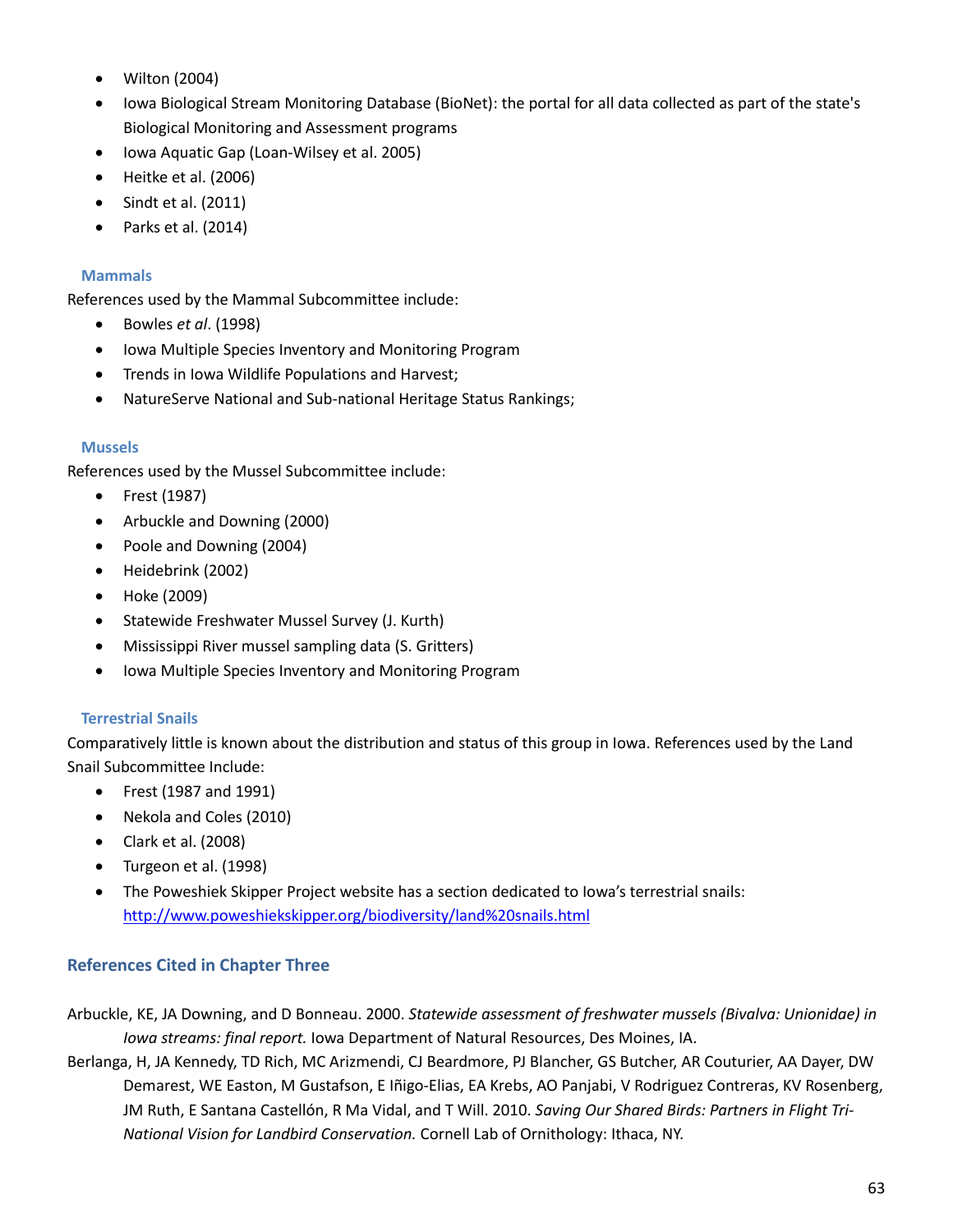- Wilton (2004)
- Iowa Biological Stream Monitoring Database (BioNet): the portal for all data collected as part of the state's Biological Monitoring and Assessment programs
- Iowa Aquatic Gap (Loan-Wilsey et al. 2005)
- Heitke et al. (2006)
- Sindt et al. (2011)
- Parks et al. (2014)

### Mammals

References used by the Mammal Subcommittee include:

- Bowles *et al*. (1998)
- Iowa Multiple Species Inventory and Monitoring Program
- Trends in Iowa Wildlife Populations and Harvest;
- NatureServe National and Sub-national Heritage Status Rankings;

### Mussels

References used by the Mussel Subcommittee include:

- Frest (1987)
- Arbuckle and Downing (2000)
- Poole and Downing (2004)
- Heidebrink (2002)
- Hoke (2009)
- Statewide Freshwater Mussel Survey (J. Kurth)
- Mississippi River mussel sampling data (S. Gritters)
- Iowa Multiple Species Inventory and Monitoring Program

### Terrestrial Snails

Comparatively little is known about the distribution and status of this group in Iowa. References used by the Land Snail Subcommittee Include:

- Frest (1987 and 1991)
- Nekola and Coles (2010)
- Clark et al. (2008)
- Turgeon et al. (1998)
- The Poweshiek Skipper Project website has a section dedicated to Iowa's terrestrial snails: http://www.poweshiekskipper.org/biodiversity/land%20snails.html

## References Cited in Chapter Three

Arbuckle, KE, JA Downing, and D Bonneau. 2000. *Statewide assessment of freshwater mussels (Bivalva: Unionidae) in Iowa streams: final report.* Iowa Department of Natural Resources, Des Moines, IA.

Berlanga, H, JA Kennedy, TD Rich, MC Arizmendi, CJ Beardmore, PJ Blancher, GS Butcher, AR Couturier, AA Dayer, DW Demarest, WE Easton, M Gustafson, E Iñigo-Elias, EA Krebs, AO Panjabi, V Rodriguez Contreras, KV Rosenberg, JM Ruth, E Santana Castellón, R Ma Vidal, and T Will. 2010. *Saving Our Shared Birds: Partners in Flight Tri-National Vision for Landbird Conservation.* Cornell Lab of Ornithology: Ithaca, NY.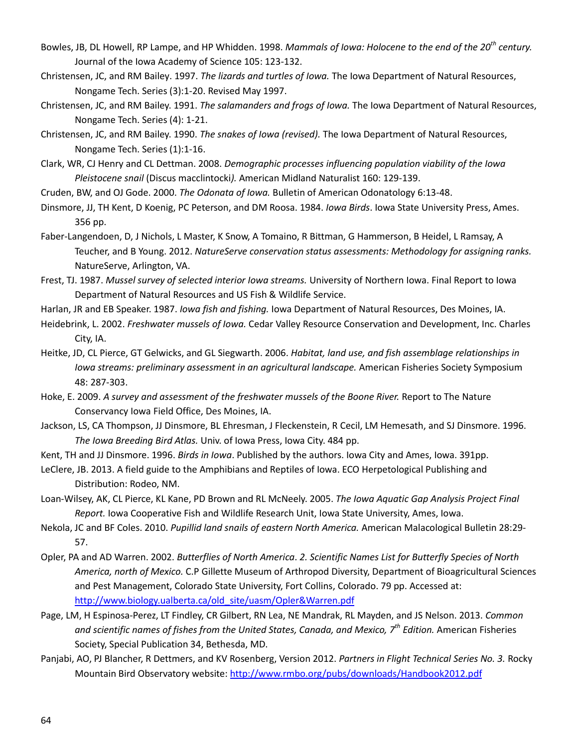Bowles, JB, DL Howell, RP Lampe, and HP Whidden. 1998. *Mammals of Iowa: Holocene to the end of the 20th century.* Journal of the Iowa Academy of Science 105: 123-132.

Christensen, JC, and RM Bailey. 1997. *The lizards and turtles of Iowa.* The Iowa Department of Natural Resources, Nongame Tech. Series (3):1-20. Revised May 1997.

Christensen, JC, and RM Bailey. 1991. *The salamanders and frogs of Iowa.* The Iowa Department of Natural Resources, Nongame Tech. Series (4): 1-21.

Christensen, JC, and RM Bailey. 1990. *The snakes of Iowa (revised).* The Iowa Department of Natural Resources, Nongame Tech. Series (1):1-16.

Clark, WR, CJ Henry and CL Dettman. 2008. *Demographic processes influencing population viability of the Iowa Pleistocene snail* (Discus macclintocki*).* American Midland Naturalist 160: 129-139.

Cruden, BW, and OJ Gode. 2000. *The Odonata of Iowa.* Bulletin of American Odonatology 6:13-48.

Dinsmore, JJ, TH Kent, D Koenig, PC Peterson, and DM Roosa. 1984. *Iowa Birds*. Iowa State University Press, Ames. 356 pp.

Faber-Langendoen, D, J Nichols, L Master, K Snow, A Tomaino, R Bittman, G Hammerson, B Heidel, L Ramsay, A Teucher, and B Young. 2012. *NatureServe conservation status assessments: Methodology for assigning ranks.* NatureServe, Arlington, VA.

Frest, TJ. 1987. *Mussel survey of selected interior Iowa streams.* University of Northern Iowa. Final Report to Iowa Department of Natural Resources and US Fish & Wildlife Service.

Harlan, JR and EB Speaker. 1987. *Iowa fish and fishing.* Iowa Department of Natural Resources, Des Moines, IA.

Heidebrink, L. 2002. *Freshwater mussels of Iowa.* Cedar Valley Resource Conservation and Development, Inc. Charles City, IA.

Heitke, JD, CL Pierce, GT Gelwicks, and GL Siegwarth. 2006. *Habitat, land use, and fish assemblage relationships in Iowa streams: preliminary assessment in an agricultural landscape.* American Fisheries Society Symposium 48: 287-303.

Hoke, E. 2009. *A survey and assessment of the freshwater mussels of the Boone River.* Report to The Nature Conservancy Iowa Field Office, Des Moines, IA.

Jackson, LS, CA Thompson, JJ Dinsmore, BL Ehresman, J Fleckenstein, R Cecil, LM Hemesath, and SJ Dinsmore. 1996. *The Iowa Breeding Bird Atlas.* Univ. of Iowa Press, Iowa City. 484 pp.

Kent, TH and JJ Dinsmore. 1996. *Birds in Iowa*. Published by the authors. Iowa City and Ames, Iowa. 391pp.

LeClere, JB. 2013. A field guide to the Amphibians and Reptiles of Iowa. ECO Herpetological Publishing and Distribution: Rodeo, NM.

Loan-Wilsey, AK, CL Pierce, KL Kane, PD Brown and RL McNeely. 2005. *The Iowa Aquatic Gap Analysis Project Final Report.* Iowa Cooperative Fish and Wildlife Research Unit, Iowa State University, Ames, Iowa.

Nekola, JC and BF Coles. 2010. *Pupillid land snails of eastern North America.* American Malacological Bulletin 28:29-57.

Opler, PA and AD Warren. 2002. *Butterflies of North America*. *2. Scientific Names List for Butterfly Species of North America, north of Mexico.* C.P Gillette Museum of Arthropod Diversity, Department of Bioagricultural Sciences and Pest Management, Colorado State University, Fort Collins, Colorado. 79 pp. Accessed at: http://www.biology.ualberta.ca/old_site/uasm/Opler&Warren.pdf

Page, LM, H Espinosa-Perez, LT Findley, CR Gilbert, RN Lea, NE Mandrak, RL Mayden, and JS Nelson. 2013. *Common and scientific names of fishes from the United States, Canada, and Mexico, 7th Edition.* American Fisheries Society, Special Publication 34, Bethesda, MD.

Panjabi, AO, PJ Blancher, R Dettmers, and KV Rosenberg, Version 2012. *Partners in Flight Technical Series No. 3.* Rocky Mountain Bird Observatory website: http://www.rmbo.org/pubs/downloads/Handbook2012.pdf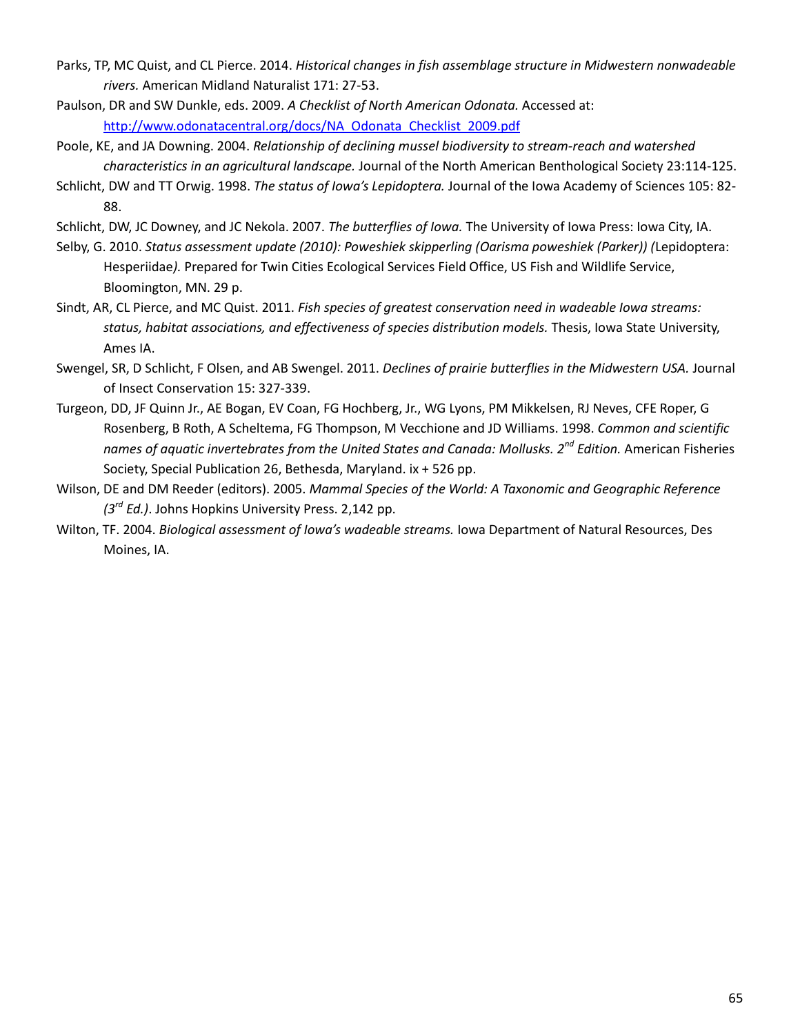Parks, TP, MC Quist, and CL Pierce. 2014. *Historical changes in fish assemblage structure in Midwestern nonwadeable rivers.* American Midland Naturalist 171: 27-53.

Paulson, DR and SW Dunkle, eds. 2009. *A Checklist of North American Odonata.* Accessed at: http://www.odonatacentral.org/docs/NA_Odonata_Checklist_2009.pdf

Poole, KE, and JA Downing. 2004. *Relationship of declining mussel biodiversity to stream-reach and watershed characteristics in an agricultural landscape.* Journal of the North American Benthological Society 23:114-125.

Schlicht, DW and TT Orwig. 1998. *The status of Iowa's Lepidoptera.* Journal of the Iowa Academy of Sciences 105: 82-88.

Schlicht, DW, JC Downey, and JC Nekola. 2007. *The butterflies of Iowa.* The University of Iowa Press: Iowa City, IA.

Selby, G. 2010. *Status assessment update (2010): Poweshiek skipperling (Oarisma poweshiek (Parker)) (*Lepidoptera: Hesperiidae*).* Prepared for Twin Cities Ecological Services Field Office, US Fish and Wildlife Service, Bloomington, MN. 29 p.

Sindt, AR, CL Pierce, and MC Quist. 2011. *Fish species of greatest conservation need in wadeable Iowa streams: status, habitat associations, and effectiveness of species distribution models.* Thesis, Iowa State University, Ames IA.

Swengel, SR, D Schlicht, F Olsen, and AB Swengel. 2011. *Declines of prairie butterflies in the Midwestern USA.* Journal of Insect Conservation 15: 327-339.

Turgeon, DD, JF Quinn Jr., AE Bogan, EV Coan, FG Hochberg, Jr., WG Lyons, PM Mikkelsen, RJ Neves, CFE Roper, G Rosenberg, B Roth, A Scheltema, FG Thompson, M Vecchione and JD Williams. 1998. *Common and scientific names of aquatic invertebrates from the United States and Canada: Mollusks. 2nd Edition.* American Fisheries Society, Special Publication 26, Bethesda, Maryland. ix + 526 pp.

Wilson, DE and DM Reeder (editors). 2005. *Mammal Species of the World: A Taxonomic and Geographic Reference (3rd Ed.)*. Johns Hopkins University Press. 2,142 pp.

Wilton, TF. 2004. *Biological assessment of Iowa's wadeable streams.* Iowa Department of Natural Resources, Des Moines, IA.